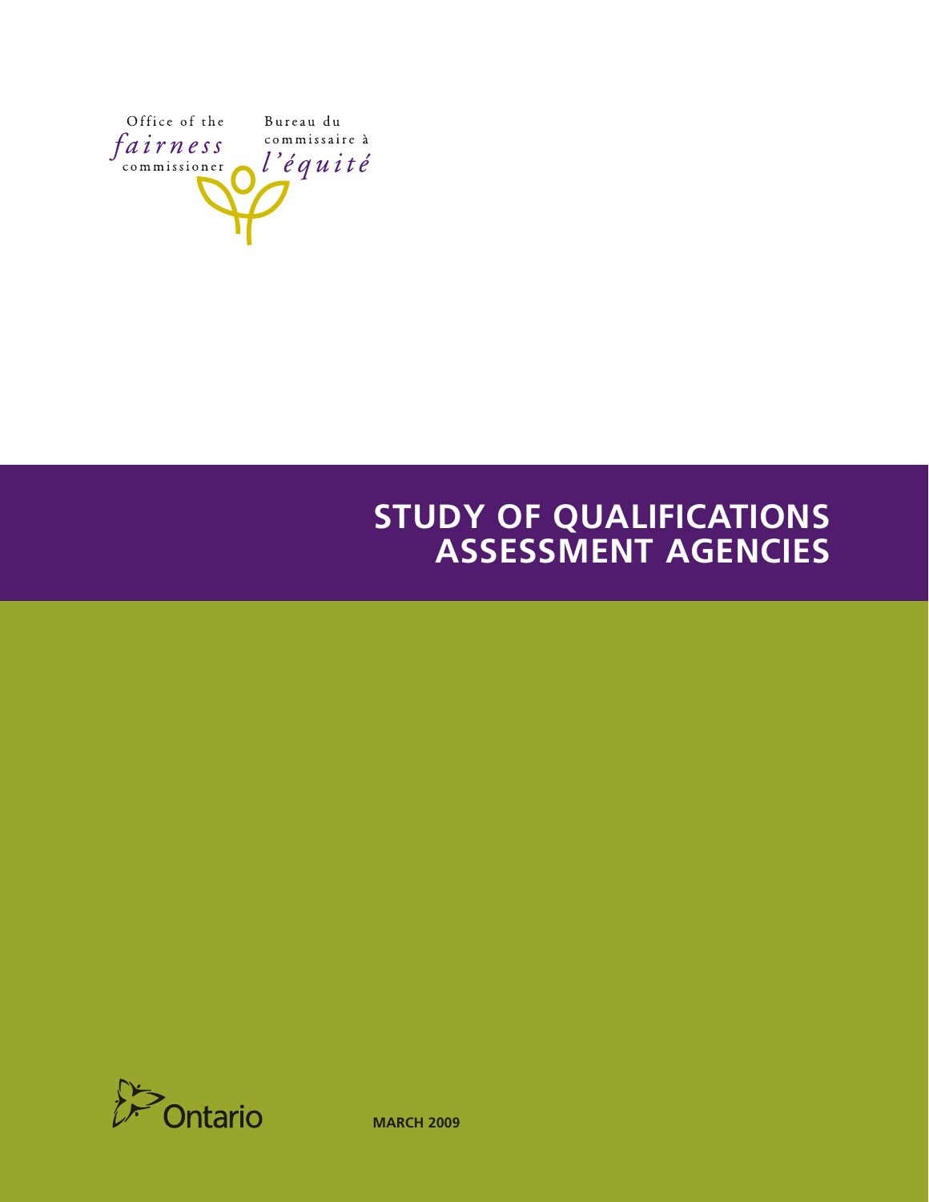Office of the *fairness* commissioner

Bureau du commissaire à *l'équité*

# STUDY OF QUALIFICATIONS ASSESSMENT AGENCIES

Ontario

**MARCH 2009**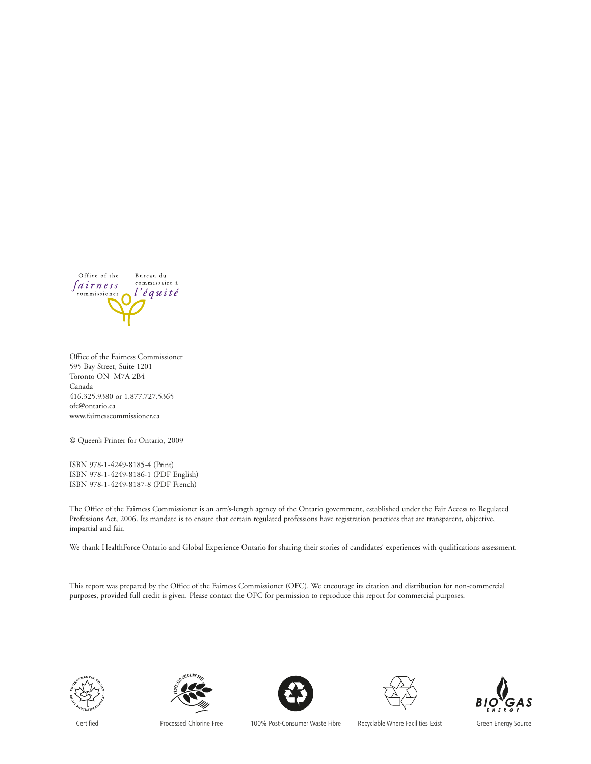Office of the fairness commissioner

Bureau du commissaire à l'équité

Office of the Fairness Commissioner
595 Bay Street, Suite 1201
Toronto ON M7A 2B4
Canada
416.325.9380 or 1.877.727.5365
ofc@ontario.ca
www.fairnesscommissioner.ca

© Queen's Printer for Ontario, 2009

ISBN 978-1-4249-8185-4 (Print)
ISBN 978-1-4249-8186-1 (PDF English)
ISBN 978-1-4249-8187-8 (PDF French)

The Office of the Fairness Commissioner is an arm's-length agency of the Ontario government, established under the Fair Access to Regulated Professions Act, 2006. Its mandate is to ensure that certain regulated professions have registration practices that are transparent, objective, impartial and fair.

We thank HealthForce Ontario and Global Experience Ontario for sharing their stories of candidates' experiences with qualifications assessment.

This report was prepared by the Office of the Fairness Commissioner (OFC). We encourage its citation and distribution for non-commercial purposes, provided full credit is given. Please contact the OFC for permission to reproduce this report for commercial purposes.

Certified | Processed Chlorine Free | 100% Post-Consumer Waste Fibre | Recyclable Where Facilities Exist | Green Energy Source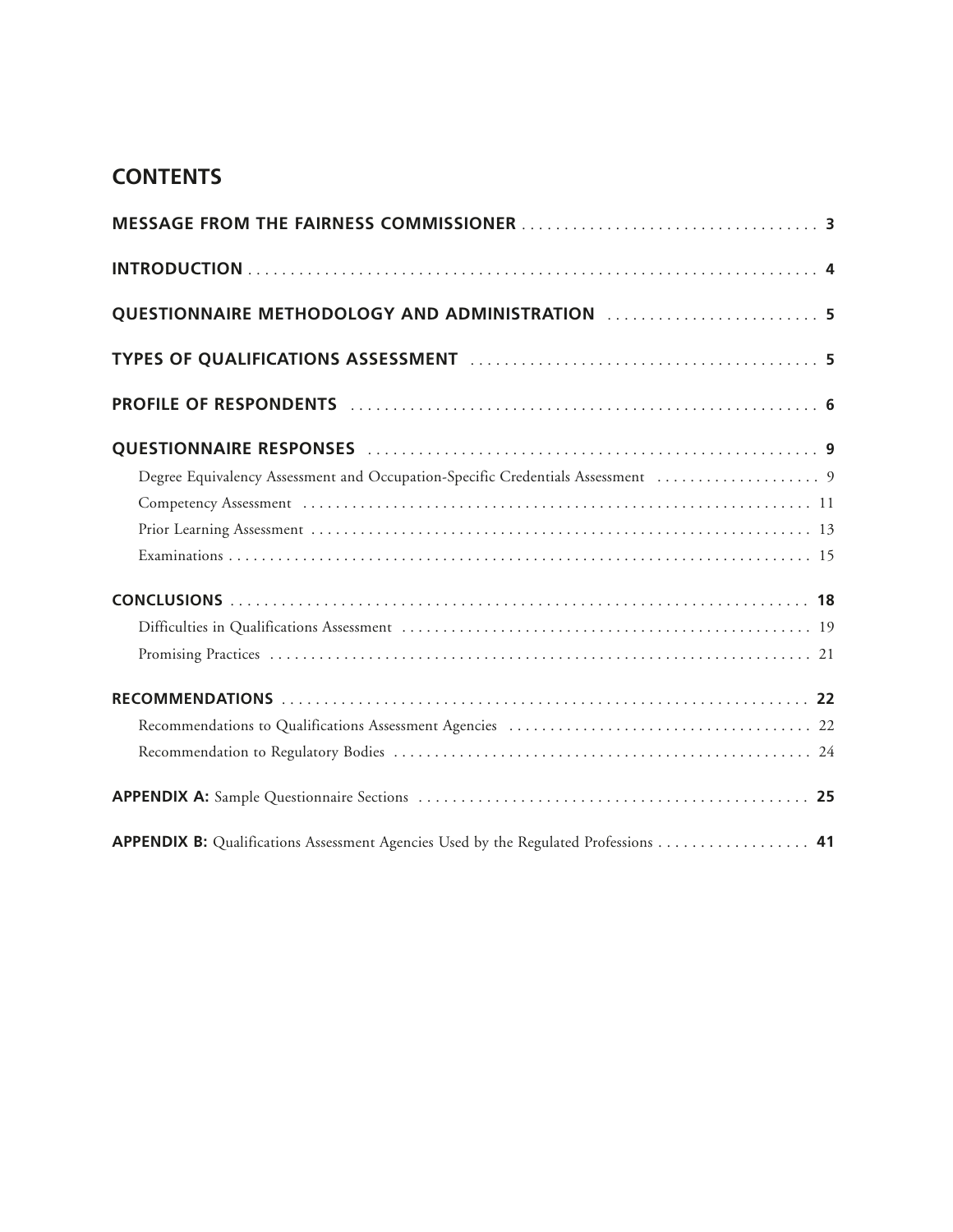## CONTENTS

**MESSAGE FROM THE FAIRNESS COMMISSIONER** . . . . . . . . . . . . . . . . . . . . . . . . . . . . . . . . . . . **3**

**INTRODUCTION** . . . . . . . . . . . . . . . . . . . . . . . . . . . . . . . . . . . . . . . . . . . . . . . . . . . . . . . . . . . . **4**

**QUESTIONNAIRE METHODOLOGY AND ADMINISTRATION** . . . . . . . . . . . . . . . . . . . . . . . . . **5**

**TYPES OF QUALIFICATIONS ASSESSMENT** . . . . . . . . . . . . . . . . . . . . . . . . . . . . . . . . . . . . . . . **5**

**PROFILE OF RESPONDENTS** . . . . . . . . . . . . . . . . . . . . . . . . . . . . . . . . . . . . . . . . . . . . . . . . . . . **6**

**QUESTIONNAIRE RESPONSES** . . . . . . . . . . . . . . . . . . . . . . . . . . . . . . . . . . . . . . . . . . . . . . . . . . **9**

Degree Equivalency Assessment and Occupation-Specific Credentials Assessment . . . . . . . . . . . . . . . . . . . . 9

Competency Assessment . . . . . . . . . . . . . . . . . . . . . . . . . . . . . . . . . . . . . . . . . . . . . . . . . . . . . . . . . . . . . . 11

Prior Learning Assessment . . . . . . . . . . . . . . . . . . . . . . . . . . . . . . . . . . . . . . . . . . . . . . . . . . . . . . . . . . . . 13

Examinations . . . . . . . . . . . . . . . . . . . . . . . . . . . . . . . . . . . . . . . . . . . . . . . . . . . . . . . . . . . . . . . . . . . . . . . 15

**CONCLUSIONS** . . . . . . . . . . . . . . . . . . . . . . . . . . . . . . . . . . . . . . . . . . . . . . . . . . . . . . . . . . . . . . . . . **18**

Difficulties in Qualifications Assessment . . . . . . . . . . . . . . . . . . . . . . . . . . . . . . . . . . . . . . . . . . . . . . . . 19

Promising Practices . . . . . . . . . . . . . . . . . . . . . . . . . . . . . . . . . . . . . . . . . . . . . . . . . . . . . . . . . . . . . . . . . . 21

**RECOMMENDATIONS** . . . . . . . . . . . . . . . . . . . . . . . . . . . . . . . . . . . . . . . . . . . . . . . . . . . . . . . . . . . . **22**

Recommendations to Qualifications Assessment Agencies . . . . . . . . . . . . . . . . . . . . . . . . . . . . . . . . . . . . 22

Recommendation to Regulatory Bodies . . . . . . . . . . . . . . . . . . . . . . . . . . . . . . . . . . . . . . . . . . . . . . . . . . . 24

**APPENDIX A:** Sample Questionnaire Sections . . . . . . . . . . . . . . . . . . . . . . . . . . . . . . . . . . . . . . . . . . . . . **25**

**APPENDIX B:** Qualifications Assessment Agencies Used by the Regulated Professions . . . . . . . . . . . . . . . . . **41**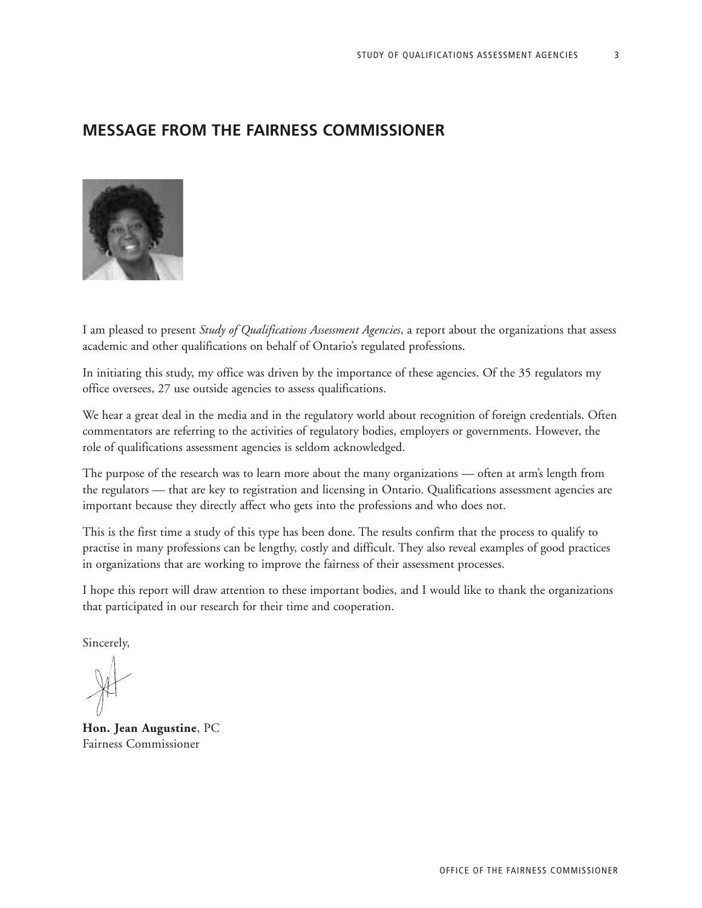## MESSAGE FROM THE FAIRNESS COMMISSIONER

I am pleased to present *Study of Qualifications Assessment Agencies*, a report about the organizations that assess academic and other qualifications on behalf of Ontario's regulated professions.

In initiating this study, my office was driven by the importance of these agencies. Of the 35 regulators my office oversees, 27 use outside agencies to assess qualifications.

We hear a great deal in the media and in the regulatory world about recognition of foreign credentials. Often commentators are referring to the activities of regulatory bodies, employers or governments. However, the role of qualifications assessment agencies is seldom acknowledged.

The purpose of the research was to learn more about the many organizations — often at arm's length from the regulators — that are key to registration and licensing in Ontario. Qualifications assessment agencies are important because they directly affect who gets into the professions and who does not.

This is the first time a study of this type has been done. The results confirm that the process to qualify to practise in many professions can be lengthy, costly and difficult. They also reveal examples of good practices in organizations that are working to improve the fairness of their assessment processes.

I hope this report will draw attention to these important bodies, and I would like to thank the organizations that participated in our research for their time and cooperation.

Sincerely,

**Hon. Jean Augustine**, PC
Fairness Commissioner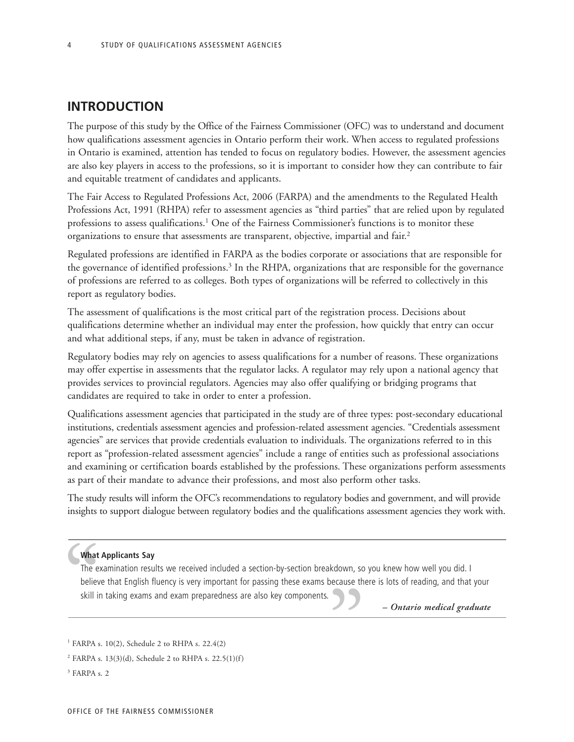## INTRODUCTION

The purpose of this study by the Office of the Fairness Commissioner (OFC) was to understand and document how qualifications assessment agencies in Ontario perform their work. When access to regulated professions in Ontario is examined, attention has tended to focus on regulatory bodies. However, the assessment agencies are also key players in access to the professions, so it is important to consider how they can contribute to fair and equitable treatment of candidates and applicants.

The Fair Access to Regulated Professions Act, 2006 (FARPA) and the amendments to the Regulated Health Professions Act, 1991 (RHPA) refer to assessment agencies as "third parties" that are relied upon by regulated professions to assess qualifications.[1] One of the Fairness Commissioner's functions is to monitor these organizations to ensure that assessments are transparent, objective, impartial and fair.[2]

Regulated professions are identified in FARPA as the bodies corporate or associations that are responsible for the governance of identified professions.[3] In the RHPA, organizations that are responsible for the governance of professions are referred to as colleges. Both types of organizations will be referred to collectively in this report as regulatory bodies.

The assessment of qualifications is the most critical part of the registration process. Decisions about qualifications determine whether an individual may enter the profession, how quickly that entry can occur and what additional steps, if any, must be taken in advance of registration.

Regulatory bodies may rely on agencies to assess qualifications for a number of reasons. These organizations may offer expertise in assessments that the regulator lacks. A regulator may rely upon a national agency that provides services to provincial regulators. Agencies may also offer qualifying or bridging programs that candidates are required to take in order to enter a profession.

Qualifications assessment agencies that participated in the study are of three types: post-secondary educational institutions, credentials assessment agencies and profession-related assessment agencies. "Credentials assessment agencies" are services that provide credentials evaluation to individuals. The organizations referred to in this report as "profession-related assessment agencies" include a range of entities such as professional associations and examining or certification boards established by the professions. These organizations perform assessments as part of their mandate to advance their professions, and most also perform other tasks.

The study results will inform the OFC's recommendations to regulatory bodies and government, and will provide insights to support dialogue between regulatory bodies and the qualifications assessment agencies they work with.

> **What Applicants Say**
>
> The examination results we received included a section-by-section breakdown, so you knew how well you did. I believe that English fluency is very important for passing these exams because there is lots of reading, and that your skill in taking exams and exam preparedness are also key components.
>
> *– Ontario medical graduate*

[1] FARPA s. 10(2), Schedule 2 to RHPA s. 22.4(2)

[2] FARPA s. 13(3)(d), Schedule 2 to RHPA s. 22.5(1)(f)

[3] FARPA s. 2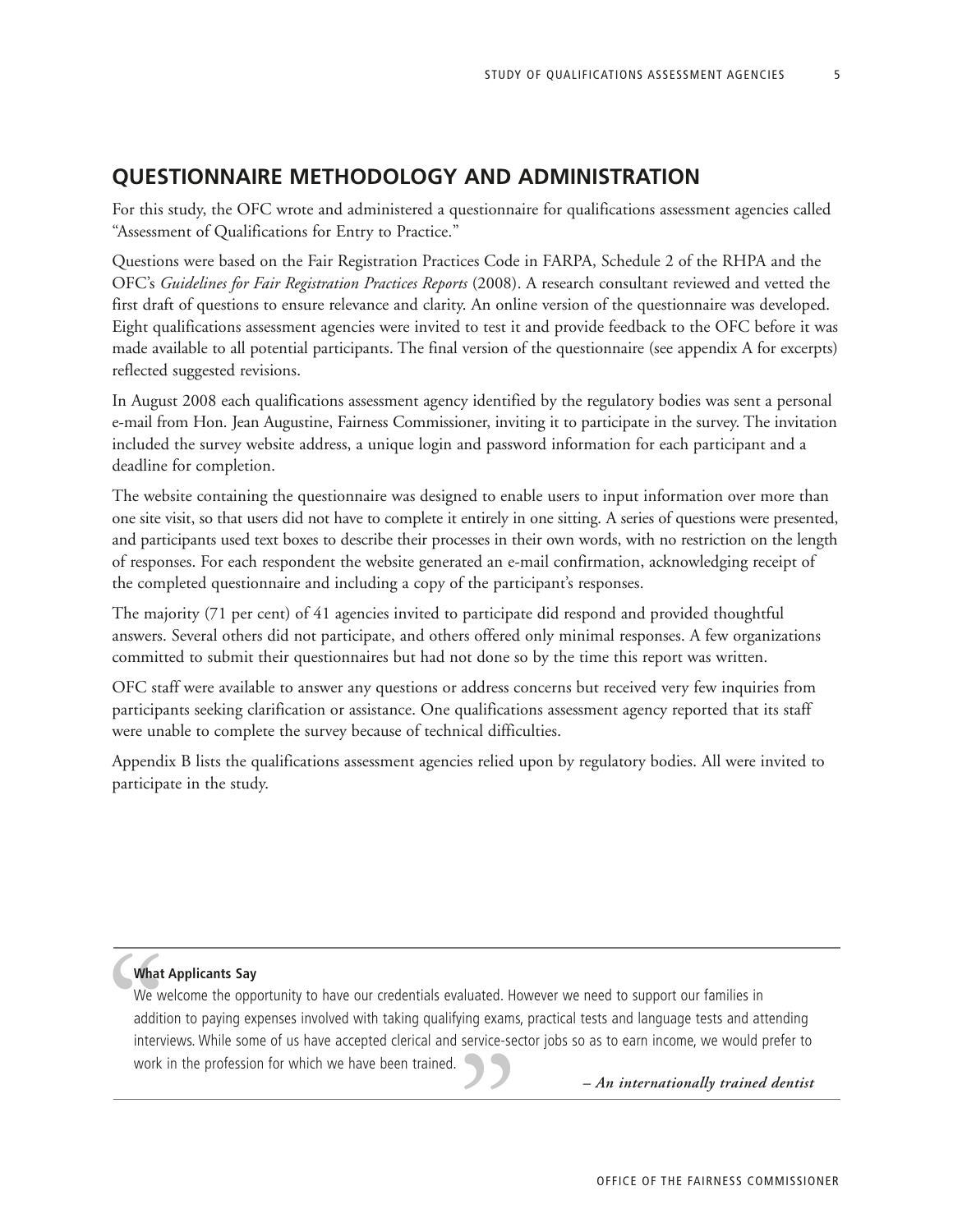## QUESTIONNAIRE METHODOLOGY AND ADMINISTRATION

For this study, the OFC wrote and administered a questionnaire for qualifications assessment agencies called "Assessment of Qualifications for Entry to Practice."

Questions were based on the Fair Registration Practices Code in FARPA, Schedule 2 of the RHPA and the OFC's *Guidelines for Fair Registration Practices Reports* (2008). A research consultant reviewed and vetted the first draft of questions to ensure relevance and clarity. An online version of the questionnaire was developed. Eight qualifications assessment agencies were invited to test it and provide feedback to the OFC before it was made available to all potential participants. The final version of the questionnaire (see appendix A for excerpts) reflected suggested revisions.

In August 2008 each qualifications assessment agency identified by the regulatory bodies was sent a personal e-mail from Hon. Jean Augustine, Fairness Commissioner, inviting it to participate in the survey. The invitation included the survey website address, a unique login and password information for each participant and a deadline for completion.

The website containing the questionnaire was designed to enable users to input information over more than one site visit, so that users did not have to complete it entirely in one sitting. A series of questions were presented, and participants used text boxes to describe their processes in their own words, with no restriction on the length of responses. For each respondent the website generated an e-mail confirmation, acknowledging receipt of the completed questionnaire and including a copy of the participant's responses.

The majority (71 per cent) of 41 agencies invited to participate did respond and provided thoughtful answers. Several others did not participate, and others offered only minimal responses. A few organizations committed to submit their questionnaires but had not done so by the time this report was written.

OFC staff were available to answer any questions or address concerns but received very few inquiries from participants seeking clarification or assistance. One qualifications assessment agency reported that its staff were unable to complete the survey because of technical difficulties.

Appendix B lists the qualifications assessment agencies relied upon by regulatory bodies. All were invited to participate in the study.

---

> **What Applicants Say**
>
> We welcome the opportunity to have our credentials evaluated. However we need to support our families in addition to paying expenses involved with taking qualifying exams, practical tests and language tests and attending interviews. While some of us have accepted clerical and service-sector jobs so as to earn income, we would prefer to work in the profession for which we have been trained.
>
> ***– An internationally trained dentist***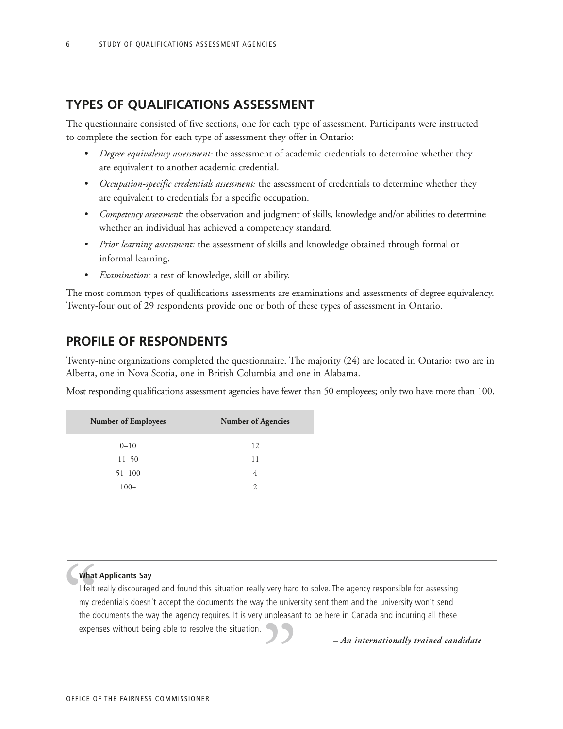## TYPES OF QUALIFICATIONS ASSESSMENT

The questionnaire consisted of five sections, one for each type of assessment. Participants were instructed to complete the section for each type of assessment they offer in Ontario:

- *Degree equivalency assessment:* the assessment of academic credentials to determine whether they are equivalent to another academic credential.
- *Occupation-specific credentials assessment:* the assessment of credentials to determine whether they are equivalent to credentials for a specific occupation.
- *Competency assessment:* the observation and judgment of skills, knowledge and/or abilities to determine whether an individual has achieved a competency standard.
- *Prior learning assessment:* the assessment of skills and knowledge obtained through formal or informal learning.
- *Examination:* a test of knowledge, skill or ability.

The most common types of qualifications assessments are examinations and assessments of degree equivalency. Twenty-four out of 29 respondents provide one or both of these types of assessment in Ontario.

## PROFILE OF RESPONDENTS

Twenty-nine organizations completed the questionnaire. The majority (24) are located in Ontario; two are in Alberta, one in Nova Scotia, one in British Columbia and one in Alabama.

Most responding qualifications assessment agencies have fewer than 50 employees; only two have more than 100.

| Number of Employees | Number of Agencies |
|---|---|
| 0–10 | 12 |
| 11–50 | 11 |
| 51–100 | 4 |
| 100+ | 2 |

**What Applicants Say**

I felt really discouraged and found this situation really very hard to solve. The agency responsible for assessing my credentials doesn't accept the documents the way the university sent them and the university won't send the documents the way the agency requires. It is very unpleasant to be here in Canada and incurring all these expenses without being able to resolve the situation.

***– An internationally trained candidate***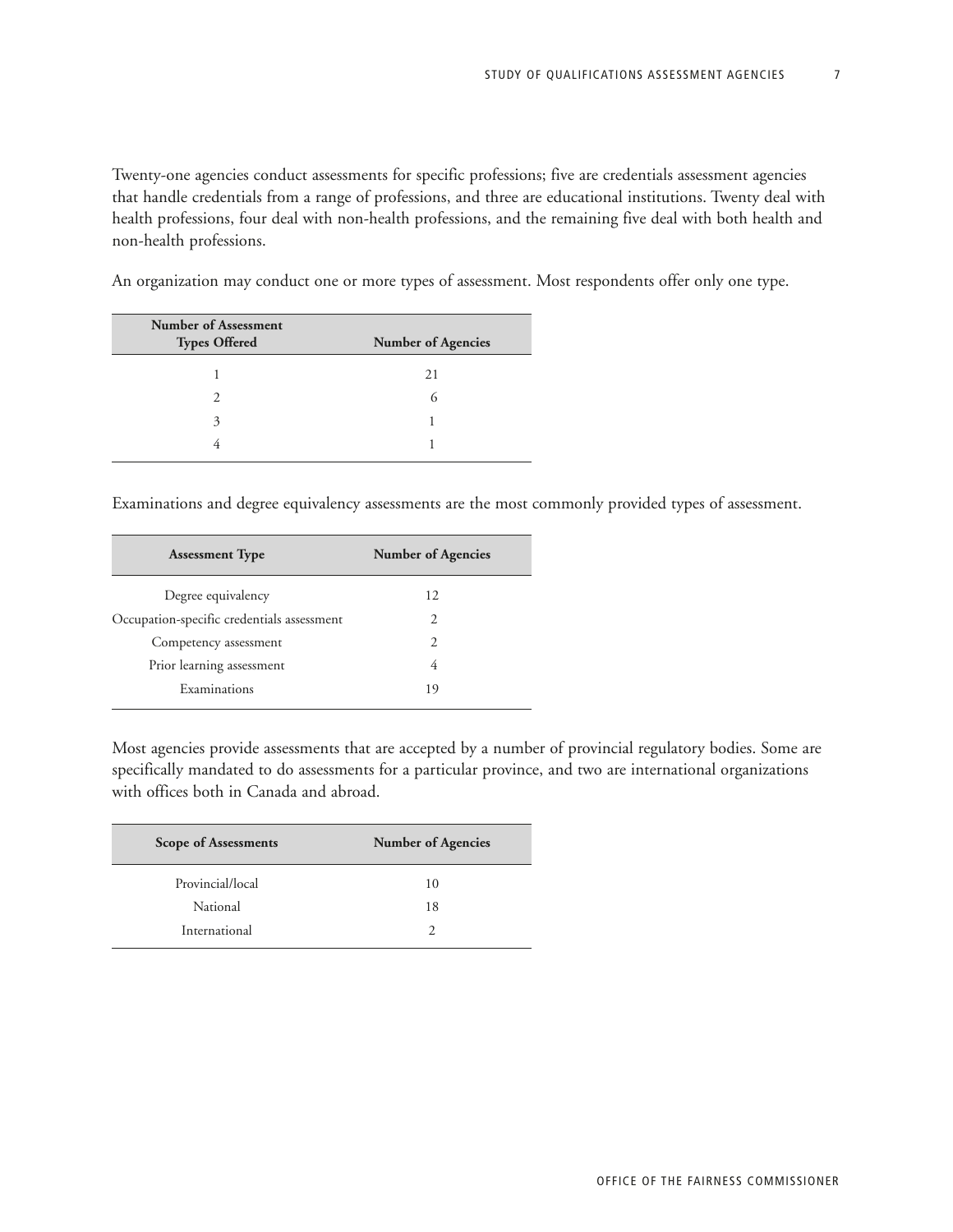Twenty-one agencies conduct assessments for specific professions; five are credentials assessment agencies that handle credentials from a range of professions, and three are educational institutions. Twenty deal with health professions, four deal with non-health professions, and the remaining five deal with both health and non-health professions.

An organization may conduct one or more types of assessment. Most respondents offer only one type.

| Number of Assessment Types Offered | Number of Agencies |
|---|---|
| 1 | 21 |
| 2 | 6 |
| 3 | 1 |
| 4 | 1 |

Examinations and degree equivalency assessments are the most commonly provided types of assessment.

| Assessment Type | Number of Agencies |
|---|---|
| Degree equivalency | 12 |
| Occupation-specific credentials assessment | 2 |
| Competency assessment | 2 |
| Prior learning assessment | 4 |
| Examinations | 19 |

Most agencies provide assessments that are accepted by a number of provincial regulatory bodies. Some are specifically mandated to do assessments for a particular province, and two are international organizations with offices both in Canada and abroad.

| Scope of Assessments | Number of Agencies |
|---|---|
| Provincial/local | 10 |
| National | 18 |
| International | 2 |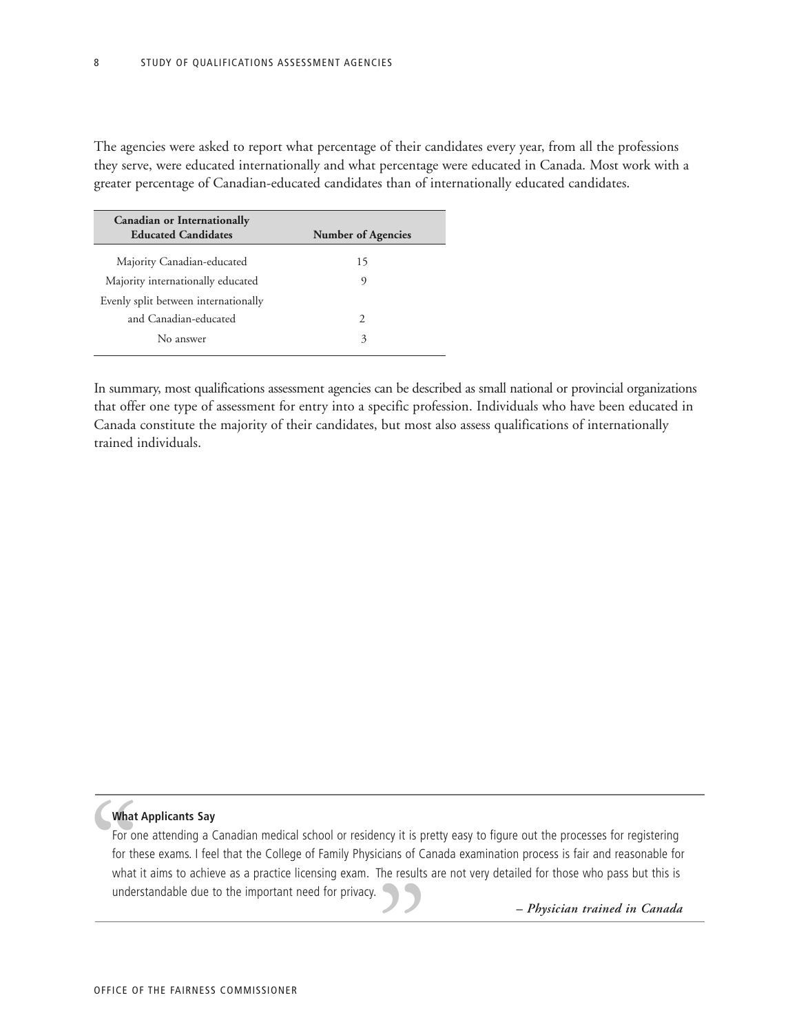The agencies were asked to report what percentage of their candidates every year, from all the professions they serve, were educated internationally and what percentage were educated in Canada. Most work with a greater percentage of Canadian-educated candidates than of internationally educated candidates.

| Canadian or Internationally Educated Candidates | Number of Agencies |
|---|---|
| Majority Canadian-educated | 15 |
| Majority internationally educated | 9 |
| Evenly split between internationally and Canadian-educated | 2 |
| No answer | 3 |

In summary, most qualifications assessment agencies can be described as small national or provincial organizations that offer one type of assessment for entry into a specific profession. Individuals who have been educated in Canada constitute the majority of their candidates, but most also assess qualifications of internationally trained individuals.

**What Applicants Say**

For one attending a Canadian medical school or residency it is pretty easy to figure out the processes for registering for these exams. I feel that the College of Family Physicians of Canada examination process is fair and reasonable for what it aims to achieve as a practice licensing exam. The results are not very detailed for those who pass but this is understandable due to the important need for privacy.

*– Physician trained in Canada*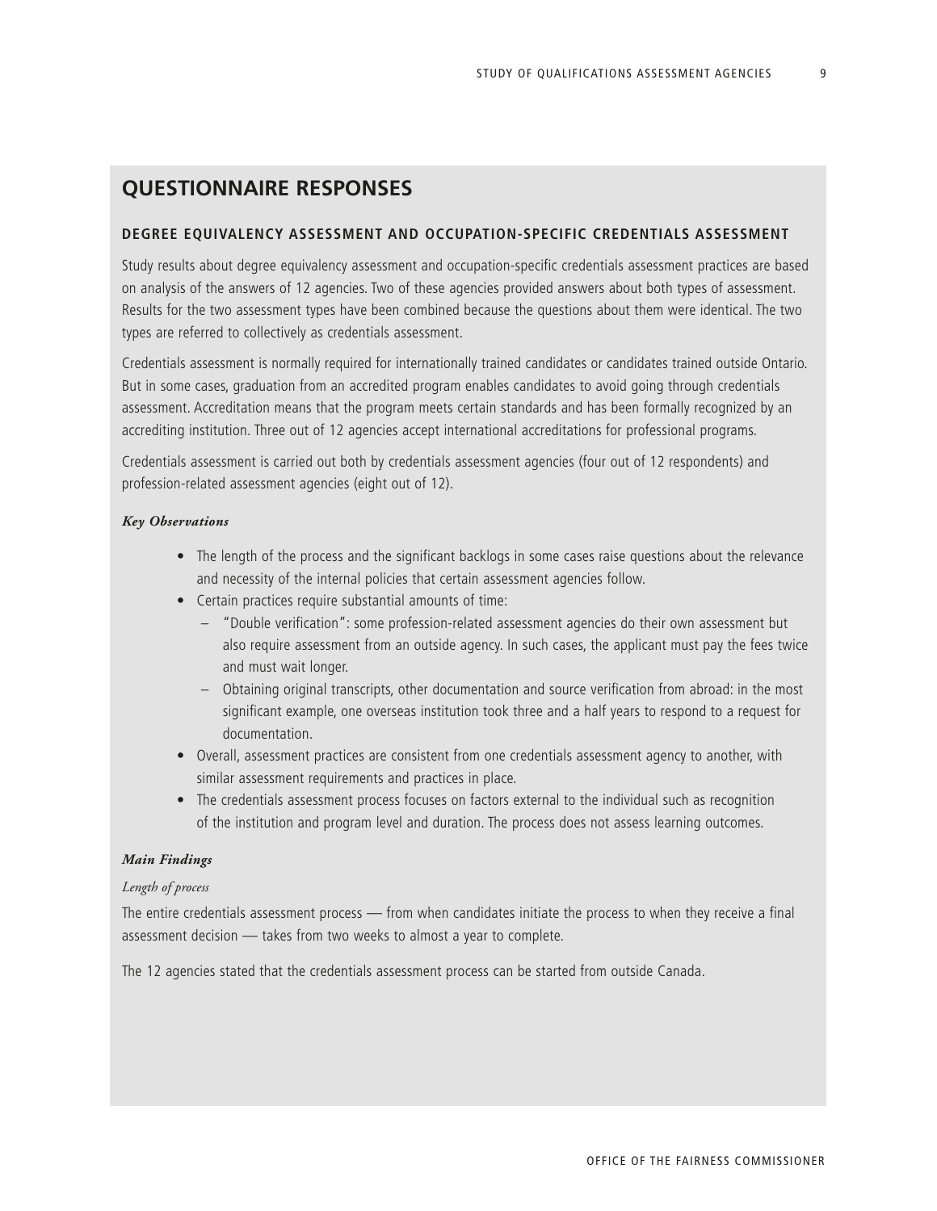## QUESTIONNAIRE RESPONSES

### DEGREE EQUIVALENCY ASSESSMENT AND OCCUPATION-SPECIFIC CREDENTIALS ASSESSMENT

Study results about degree equivalency assessment and occupation-specific credentials assessment practices are based on analysis of the answers of 12 agencies. Two of these agencies provided answers about both types of assessment. Results for the two assessment types have been combined because the questions about them were identical. The two types are referred to collectively as credentials assessment.

Credentials assessment is normally required for internationally trained candidates or candidates trained outside Ontario. But in some cases, graduation from an accredited program enables candidates to avoid going through credentials assessment. Accreditation means that the program meets certain standards and has been formally recognized by an accrediting institution. Three out of 12 agencies accept international accreditations for professional programs.

Credentials assessment is carried out both by credentials assessment agencies (four out of 12 respondents) and profession-related assessment agencies (eight out of 12).

#### *Key Observations*

- The length of the process and the significant backlogs in some cases raise questions about the relevance and necessity of the internal policies that certain assessment agencies follow.
- Certain practices require substantial amounts of time:
  - "Double verification": some profession-related assessment agencies do their own assessment but also require assessment from an outside agency. In such cases, the applicant must pay the fees twice and must wait longer.
  - Obtaining original transcripts, other documentation and source verification from abroad: in the most significant example, one overseas institution took three and a half years to respond to a request for documentation.
- Overall, assessment practices are consistent from one credentials assessment agency to another, with similar assessment requirements and practices in place.
- The credentials assessment process focuses on factors external to the individual such as recognition of the institution and program level and duration. The process does not assess learning outcomes.

#### *Main Findings*

*Length of process*

The entire credentials assessment process — from when candidates initiate the process to when they receive a final assessment decision — takes from two weeks to almost a year to complete.

The 12 agencies stated that the credentials assessment process can be started from outside Canada.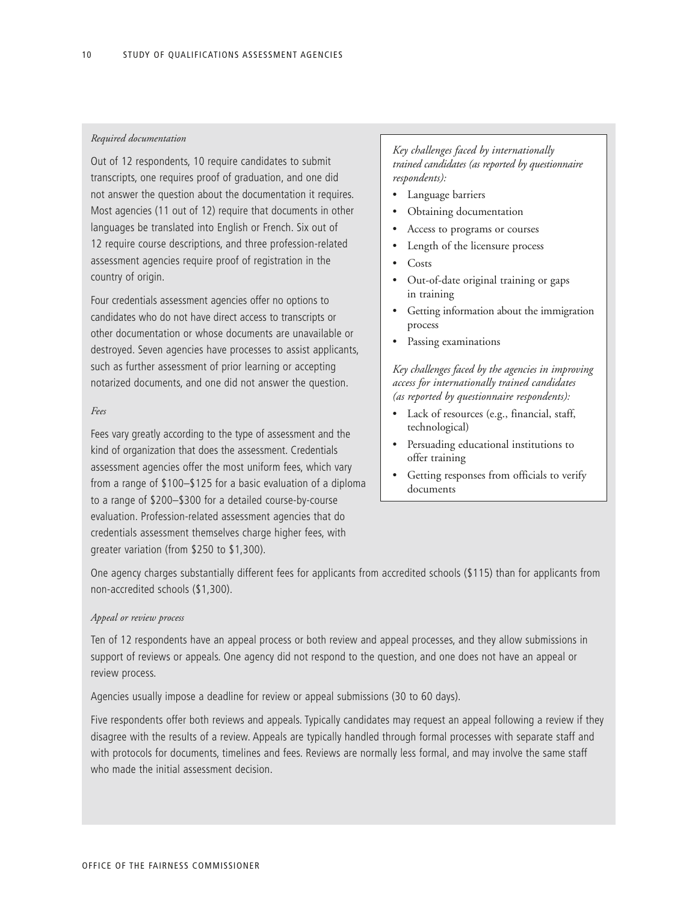*Required documentation*

Out of 12 respondents, 10 require candidates to submit transcripts, one requires proof of graduation, and one did not answer the question about the documentation it requires. Most agencies (11 out of 12) require that documents in other languages be translated into English or French. Six out of 12 require course descriptions, and three profession-related assessment agencies require proof of registration in the country of origin.

Four credentials assessment agencies offer no options to candidates who do not have direct access to transcripts or other documentation or whose documents are unavailable or destroyed. Seven agencies have processes to assist applicants, such as further assessment of prior learning or accepting notarized documents, and one did not answer the question.

*Fees*

Fees vary greatly according to the type of assessment and the kind of organization that does the assessment. Credentials assessment agencies offer the most uniform fees, which vary from a range of $100–$125 for a basic evaluation of a diploma to a range of $200–$300 for a detailed course-by-course evaluation. Profession-related assessment agencies that do credentials assessment themselves charge higher fees, with greater variation (from $250 to $1,300).

*Key challenges faced by internationally trained candidates (as reported by questionnaire respondents):*

- Language barriers
- Obtaining documentation
- Access to programs or courses
- Length of the licensure process
- Costs
- Out-of-date original training or gaps in training
- Getting information about the immigration process
- Passing examinations

*Key challenges faced by the agencies in improving access for internationally trained candidates (as reported by questionnaire respondents):*

- Lack of resources (e.g., financial, staff, technological)
- Persuading educational institutions to offer training
- Getting responses from officials to verify documents

One agency charges substantially different fees for applicants from accredited schools ($115) than for applicants from non-accredited schools ($1,300).

*Appeal or review process*

Ten of 12 respondents have an appeal process or both review and appeal processes, and they allow submissions in support of reviews or appeals. One agency did not respond to the question, and one does not have an appeal or review process.

Agencies usually impose a deadline for review or appeal submissions (30 to 60 days).

Five respondents offer both reviews and appeals. Typically candidates may request an appeal following a review if they disagree with the results of a review. Appeals are typically handled through formal processes with separate staff and with protocols for documents, timelines and fees. Reviews are normally less formal, and may involve the same staff who made the initial assessment decision.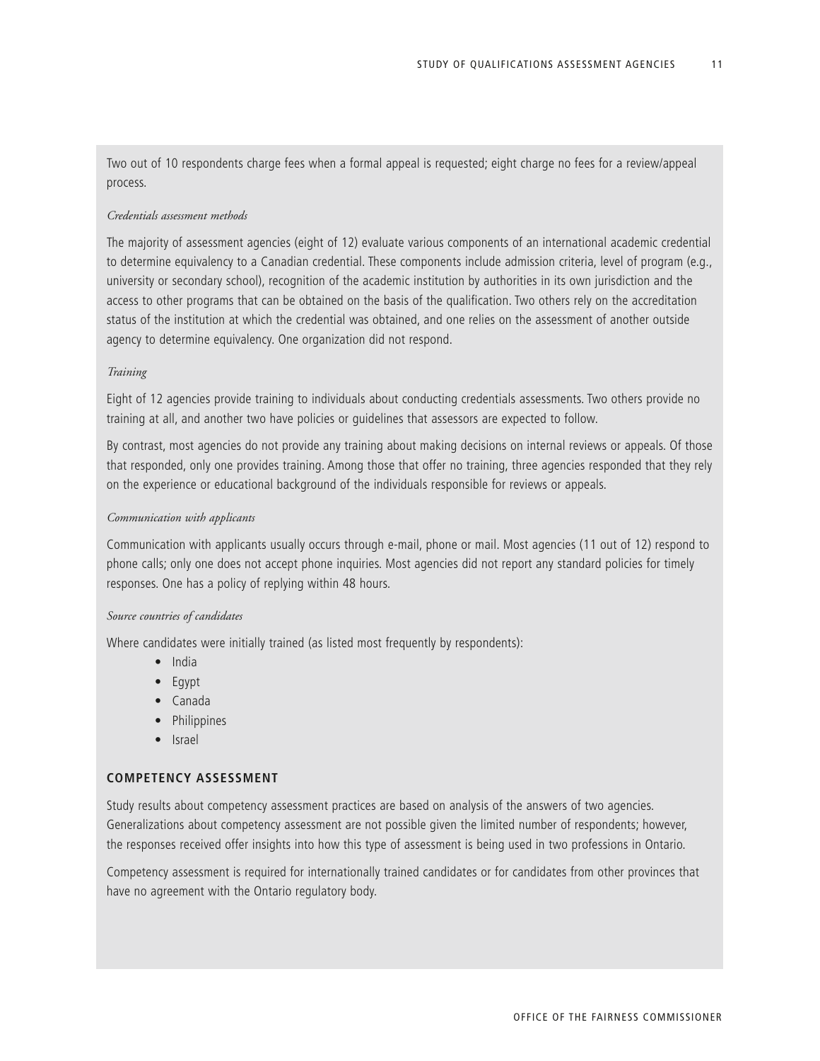Two out of 10 respondents charge fees when a formal appeal is requested; eight charge no fees for a review/appeal process.

*Credentials assessment methods*

The majority of assessment agencies (eight of 12) evaluate various components of an international academic credential to determine equivalency to a Canadian credential. These components include admission criteria, level of program (e.g., university or secondary school), recognition of the academic institution by authorities in its own jurisdiction and the access to other programs that can be obtained on the basis of the qualification. Two others rely on the accreditation status of the institution at which the credential was obtained, and one relies on the assessment of another outside agency to determine equivalency. One organization did not respond.

*Training*

Eight of 12 agencies provide training to individuals about conducting credentials assessments. Two others provide no training at all, and another two have policies or guidelines that assessors are expected to follow.

By contrast, most agencies do not provide any training about making decisions on internal reviews or appeals. Of those that responded, only one provides training. Among those that offer no training, three agencies responded that they rely on the experience or educational background of the individuals responsible for reviews or appeals.

*Communication with applicants*

Communication with applicants usually occurs through e-mail, phone or mail. Most agencies (11 out of 12) respond to phone calls; only one does not accept phone inquiries. Most agencies did not report any standard policies for timely responses. One has a policy of replying within 48 hours.

*Source countries of candidates*

Where candidates were initially trained (as listed most frequently by respondents):

- India
- Egypt
- Canada
- Philippines
- Israel

## COMPETENCY ASSESSMENT

Study results about competency assessment practices are based on analysis of the answers of two agencies. Generalizations about competency assessment are not possible given the limited number of respondents; however, the responses received offer insights into how this type of assessment is being used in two professions in Ontario.

Competency assessment is required for internationally trained candidates or for candidates from other provinces that have no agreement with the Ontario regulatory body.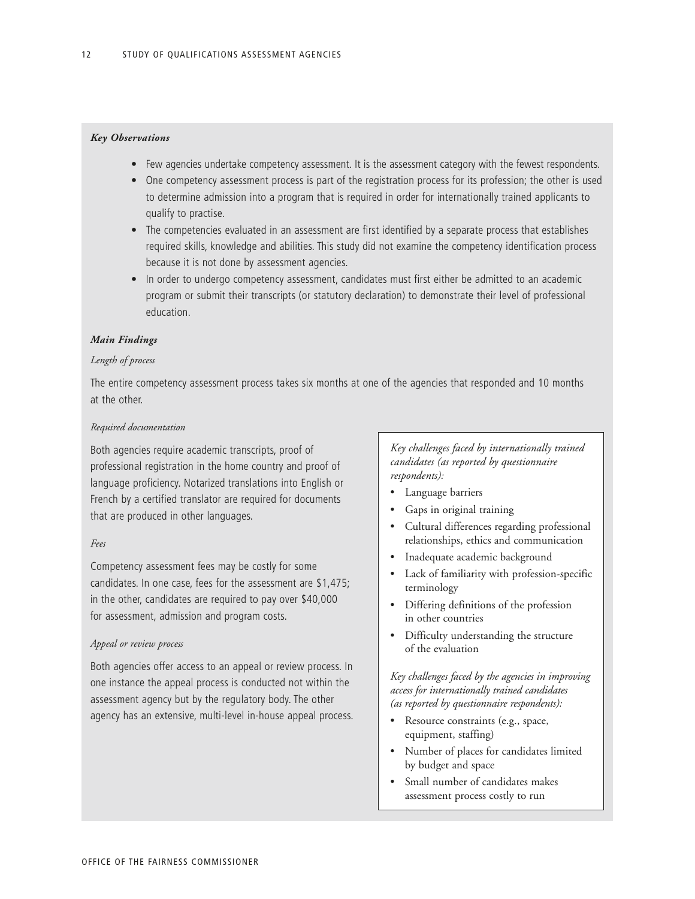***Key Observations***

- Few agencies undertake competency assessment. It is the assessment category with the fewest respondents.
- One competency assessment process is part of the registration process for its profession; the other is used to determine admission into a program that is required in order for internationally trained applicants to qualify to practise.
- The competencies evaluated in an assessment are first identified by a separate process that establishes required skills, knowledge and abilities. This study did not examine the competency identification process because it is not done by assessment agencies.
- In order to undergo competency assessment, candidates must first either be admitted to an academic program or submit their transcripts (or statutory declaration) to demonstrate their level of professional education.

***Main Findings***

*Length of process*

The entire competency assessment process takes six months at one of the agencies that responded and 10 months at the other.

*Required documentation*

Both agencies require academic transcripts, proof of professional registration in the home country and proof of language proficiency. Notarized translations into English or French by a certified translator are required for documents that are produced in other languages.

*Fees*

Competency assessment fees may be costly for some candidates. In one case, fees for the assessment are $1,475; in the other, candidates are required to pay over $40,000 for assessment, admission and program costs.

*Appeal or review process*

Both agencies offer access to an appeal or review process. In one instance the appeal process is conducted not within the assessment agency but by the regulatory body. The other agency has an extensive, multi-level in-house appeal process.

*Key challenges faced by internationally trained candidates (as reported by questionnaire respondents):*

- Language barriers
- Gaps in original training
- Cultural differences regarding professional relationships, ethics and communication
- Inadequate academic background
- Lack of familiarity with profession-specific terminology
- Differing definitions of the profession in other countries
- Difficulty understanding the structure of the evaluation

*Key challenges faced by the agencies in improving access for internationally trained candidates (as reported by questionnaire respondents):*

- Resource constraints (e.g., space, equipment, staffing)
- Number of places for candidates limited by budget and space
- Small number of candidates makes assessment process costly to run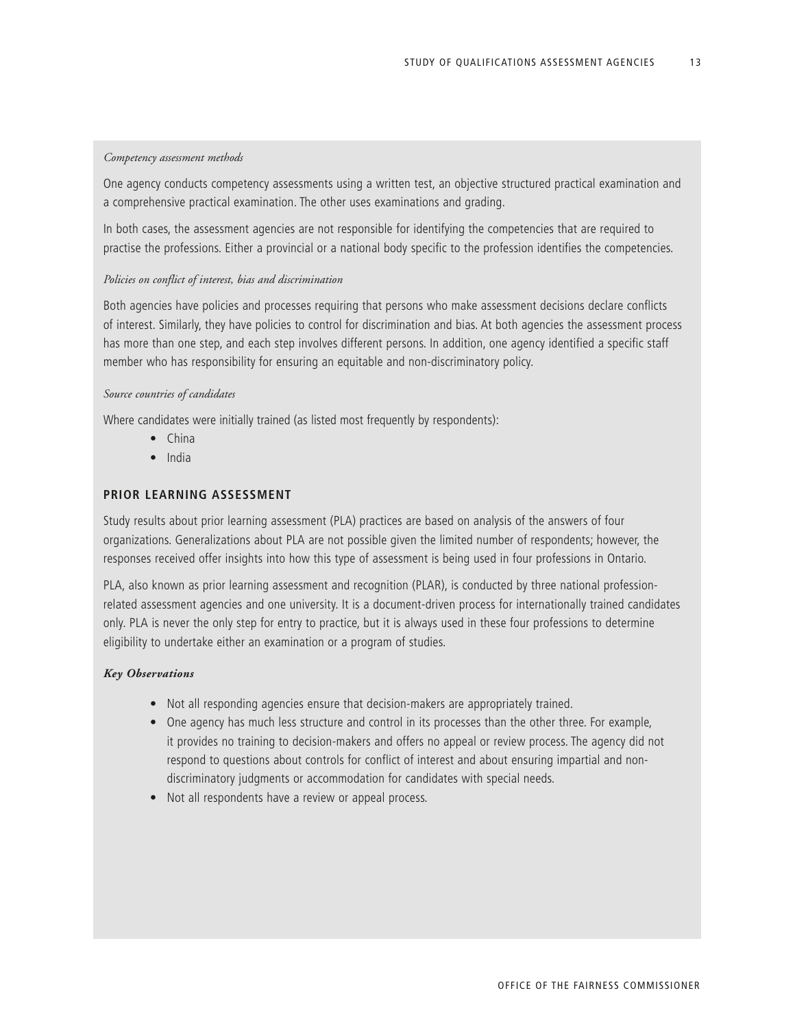*Competency assessment methods*

One agency conducts competency assessments using a written test, an objective structured practical examination and a comprehensive practical examination. The other uses examinations and grading.

In both cases, the assessment agencies are not responsible for identifying the competencies that are required to practise the professions. Either a provincial or a national body specific to the profession identifies the competencies.

*Policies on conflict of interest, bias and discrimination*

Both agencies have policies and processes requiring that persons who make assessment decisions declare conflicts of interest. Similarly, they have policies to control for discrimination and bias. At both agencies the assessment process has more than one step, and each step involves different persons. In addition, one agency identified a specific staff member who has responsibility for ensuring an equitable and non-discriminatory policy.

*Source countries of candidates*

Where candidates were initially trained (as listed most frequently by respondents):

- China
- India

## PRIOR LEARNING ASSESSMENT

Study results about prior learning assessment (PLA) practices are based on analysis of the answers of four organizations. Generalizations about PLA are not possible given the limited number of respondents; however, the responses received offer insights into how this type of assessment is being used in four professions in Ontario.

PLA, also known as prior learning assessment and recognition (PLAR), is conducted by three national profession-related assessment agencies and one university. It is a document-driven process for internationally trained candidates only. PLA is never the only step for entry to practice, but it is always used in these four professions to determine eligibility to undertake either an examination or a program of studies.

***Key Observations***

- Not all responding agencies ensure that decision-makers are appropriately trained.
- One agency has much less structure and control in its processes than the other three. For example, it provides no training to decision-makers and offers no appeal or review process. The agency did not respond to questions about controls for conflict of interest and about ensuring impartial and non-discriminatory judgments or accommodation for candidates with special needs.
- Not all respondents have a review or appeal process.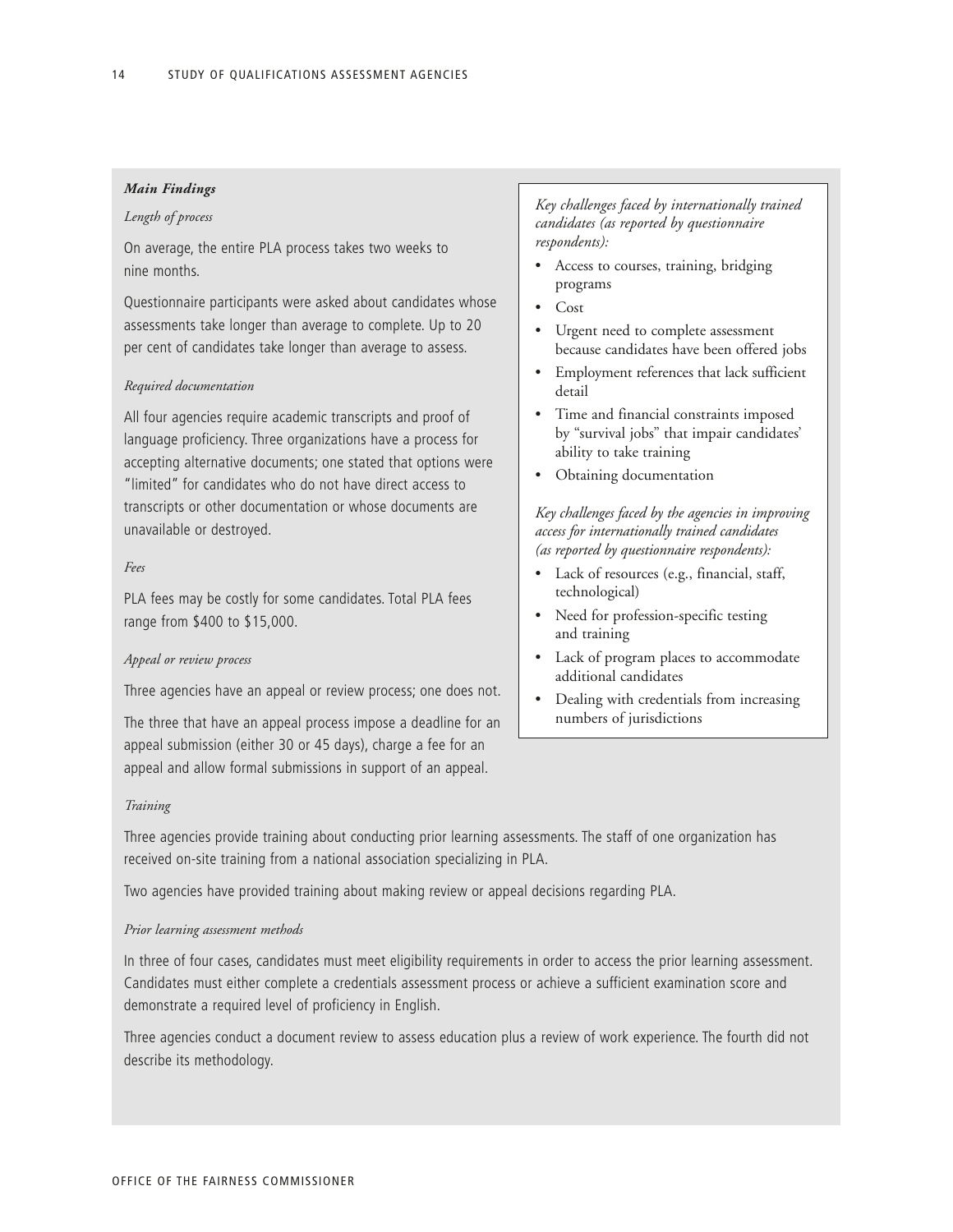***Main Findings***

*Length of process*

On average, the entire PLA process takes two weeks to nine months.

Questionnaire participants were asked about candidates whose assessments take longer than average to complete. Up to 20 per cent of candidates take longer than average to assess.

*Required documentation*

All four agencies require academic transcripts and proof of language proficiency. Three organizations have a process for accepting alternative documents; one stated that options were "limited" for candidates who do not have direct access to transcripts or other documentation or whose documents are unavailable or destroyed.

*Fees*

PLA fees may be costly for some candidates. Total PLA fees range from $400 to $15,000.

*Appeal or review process*

Three agencies have an appeal or review process; one does not.

The three that have an appeal process impose a deadline for an appeal submission (either 30 or 45 days), charge a fee for an appeal and allow formal submissions in support of an appeal.

*Key challenges faced by internationally trained candidates (as reported by questionnaire respondents):*

- Access to courses, training, bridging programs
- Cost
- Urgent need to complete assessment because candidates have been offered jobs
- Employment references that lack sufficient detail
- Time and financial constraints imposed by "survival jobs" that impair candidates' ability to take training
- Obtaining documentation

*Key challenges faced by the agencies in improving access for internationally trained candidates (as reported by questionnaire respondents):*

- Lack of resources (e.g., financial, staff, technological)
- Need for profession-specific testing and training
- Lack of program places to accommodate additional candidates
- Dealing with credentials from increasing numbers of jurisdictions

*Training*

Three agencies provide training about conducting prior learning assessments. The staff of one organization has received on-site training from a national association specializing in PLA.

Two agencies have provided training about making review or appeal decisions regarding PLA.

*Prior learning assessment methods*

In three of four cases, candidates must meet eligibility requirements in order to access the prior learning assessment. Candidates must either complete a credentials assessment process or achieve a sufficient examination score and demonstrate a required level of proficiency in English.

Three agencies conduct a document review to assess education plus a review of work experience. The fourth did not describe its methodology.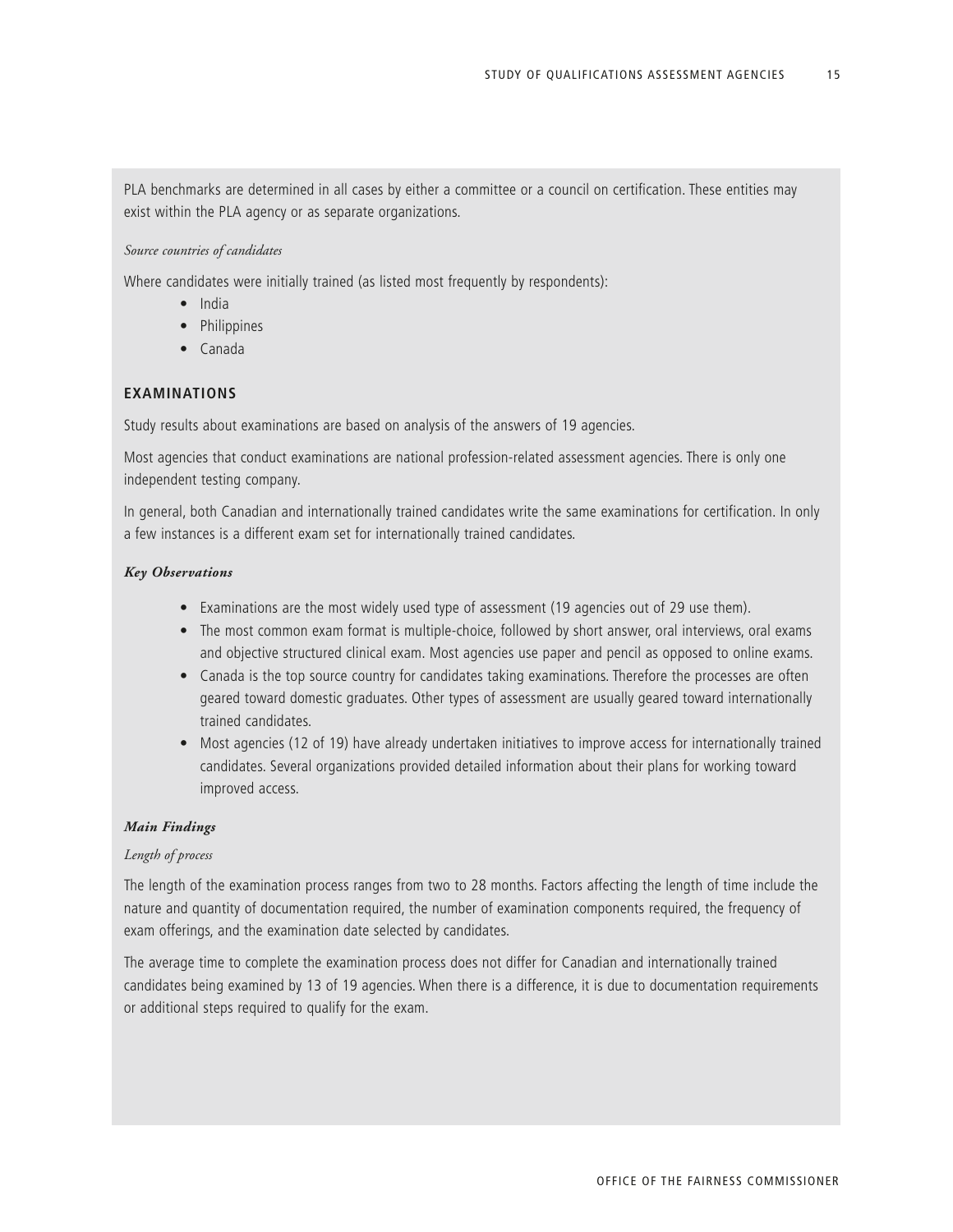PLA benchmarks are determined in all cases by either a committee or a council on certification. These entities may exist within the PLA agency or as separate organizations.

*Source countries of candidates*

Where candidates were initially trained (as listed most frequently by respondents):

- India
- Philippines
- Canada

## EXAMINATIONS

Study results about examinations are based on analysis of the answers of 19 agencies.

Most agencies that conduct examinations are national profession-related assessment agencies. There is only one independent testing company.

In general, both Canadian and internationally trained candidates write the same examinations for certification. In only a few instances is a different exam set for internationally trained candidates.

### *Key Observations*

- Examinations are the most widely used type of assessment (19 agencies out of 29 use them).
- The most common exam format is multiple-choice, followed by short answer, oral interviews, oral exams and objective structured clinical exam. Most agencies use paper and pencil as opposed to online exams.
- Canada is the top source country for candidates taking examinations. Therefore the processes are often geared toward domestic graduates. Other types of assessment are usually geared toward internationally trained candidates.
- Most agencies (12 of 19) have already undertaken initiatives to improve access for internationally trained candidates. Several organizations provided detailed information about their plans for working toward improved access.

### *Main Findings*

*Length of process*

The length of the examination process ranges from two to 28 months. Factors affecting the length of time include the nature and quantity of documentation required, the number of examination components required, the frequency of exam offerings, and the examination date selected by candidates.

The average time to complete the examination process does not differ for Canadian and internationally trained candidates being examined by 13 of 19 agencies. When there is a difference, it is due to documentation requirements or additional steps required to qualify for the exam.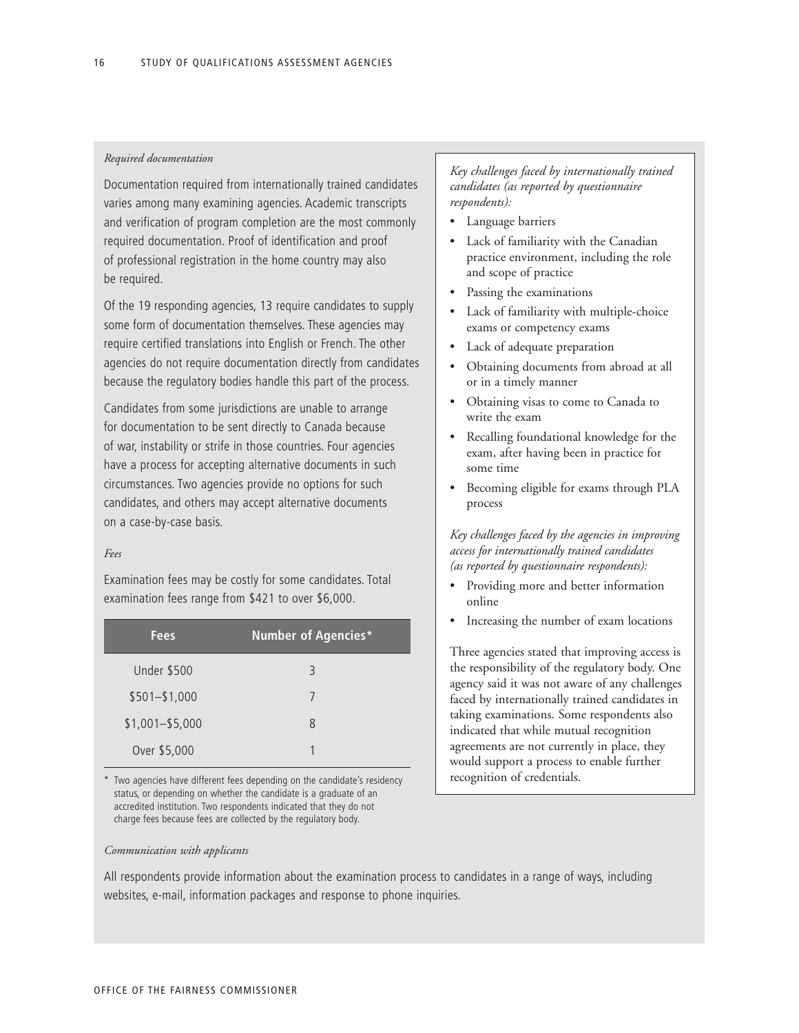*Required documentation*

Documentation required from internationally trained candidates varies among many examining agencies. Academic transcripts and verification of program completion are the most commonly required documentation. Proof of identification and proof of professional registration in the home country may also be required.

Of the 19 responding agencies, 13 require candidates to supply some form of documentation themselves. These agencies may require certified translations into English or French. The other agencies do not require documentation directly from candidates because the regulatory bodies handle this part of the process.

Candidates from some jurisdictions are unable to arrange for documentation to be sent directly to Canada because of war, instability or strife in those countries. Four agencies have a process for accepting alternative documents in such circumstances. Two agencies provide no options for such candidates, and others may accept alternative documents on a case-by-case basis.

*Fees*

Examination fees may be costly for some candidates. Total examination fees range from $421 to over $6,000.

| Fees | Number of Agencies* |
|---|---|
| Under $500 | 3 |
| $501–$1,000 | 7 |
| $1,001–$5,000 | 8 |
| Over $5,000 | 1 |

\* Two agencies have different fees depending on the candidate's residency status, or depending on whether the candidate is a graduate of an accredited institution. Two respondents indicated that they do not charge fees because fees are collected by the regulatory body.

*Key challenges faced by internationally trained candidates (as reported by questionnaire respondents):*

- Language barriers
- Lack of familiarity with the Canadian practice environment, including the role and scope of practice
- Passing the examinations
- Lack of familiarity with multiple-choice exams or competency exams
- Lack of adequate preparation
- Obtaining documents from abroad at all or in a timely manner
- Obtaining visas to come to Canada to write the exam
- Recalling foundational knowledge for the exam, after having been in practice for some time
- Becoming eligible for exams through PLA process

*Key challenges faced by the agencies in improving access for internationally trained candidates (as reported by questionnaire respondents):*

- Providing more and better information online
- Increasing the number of exam locations

Three agencies stated that improving access is the responsibility of the regulatory body. One agency said it was not aware of any challenges faced by internationally trained candidates in taking examinations. Some respondents also indicated that while mutual recognition agreements are not currently in place, they would support a process to enable further recognition of credentials.

*Communication with applicants*

All respondents provide information about the examination process to candidates in a range of ways, including websites, e-mail, information packages and response to phone inquiries.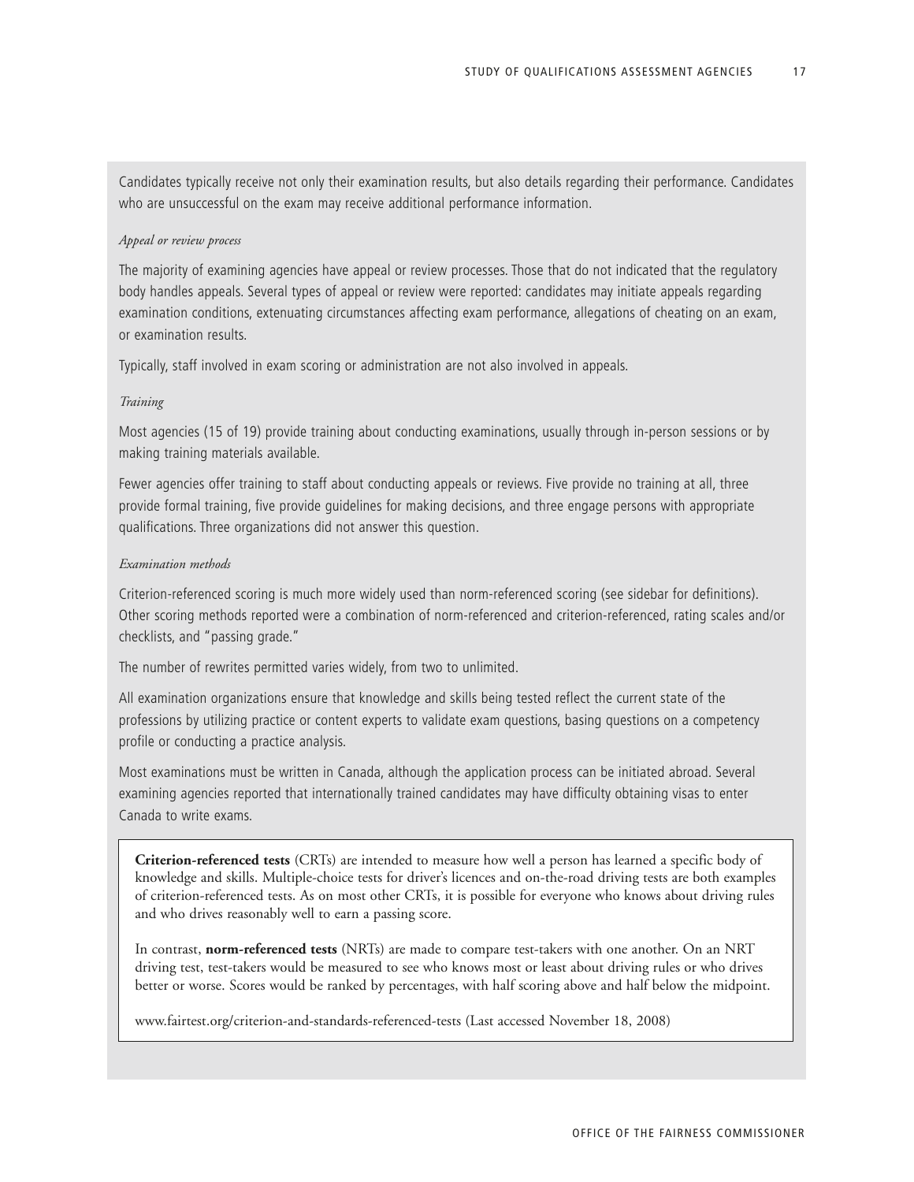Candidates typically receive not only their examination results, but also details regarding their performance. Candidates who are unsuccessful on the exam may receive additional performance information.

*Appeal or review process*

The majority of examining agencies have appeal or review processes. Those that do not indicated that the regulatory body handles appeals. Several types of appeal or review were reported: candidates may initiate appeals regarding examination conditions, extenuating circumstances affecting exam performance, allegations of cheating on an exam, or examination results.

Typically, staff involved in exam scoring or administration are not also involved in appeals.

*Training*

Most agencies (15 of 19) provide training about conducting examinations, usually through in-person sessions or by making training materials available.

Fewer agencies offer training to staff about conducting appeals or reviews. Five provide no training at all, three provide formal training, five provide guidelines for making decisions, and three engage persons with appropriate qualifications. Three organizations did not answer this question.

*Examination methods*

Criterion-referenced scoring is much more widely used than norm-referenced scoring (see sidebar for definitions). Other scoring methods reported were a combination of norm-referenced and criterion-referenced, rating scales and/or checklists, and "passing grade."

The number of rewrites permitted varies widely, from two to unlimited.

All examination organizations ensure that knowledge and skills being tested reflect the current state of the professions by utilizing practice or content experts to validate exam questions, basing questions on a competency profile or conducting a practice analysis.

Most examinations must be written in Canada, although the application process can be initiated abroad. Several examining agencies reported that internationally trained candidates may have difficulty obtaining visas to enter Canada to write exams.

**Criterion-referenced tests** (CRTs) are intended to measure how well a person has learned a specific body of knowledge and skills. Multiple-choice tests for driver's licences and on-the-road driving tests are both examples of criterion-referenced tests. As on most other CRTs, it is possible for everyone who knows about driving rules and who drives reasonably well to earn a passing score.

In contrast, **norm-referenced tests** (NRTs) are made to compare test-takers with one another. On an NRT driving test, test-takers would be measured to see who knows most or least about driving rules or who drives better or worse. Scores would be ranked by percentages, with half scoring above and half below the midpoint.

www.fairtest.org/criterion-and-standards-referenced-tests (Last accessed November 18, 2008)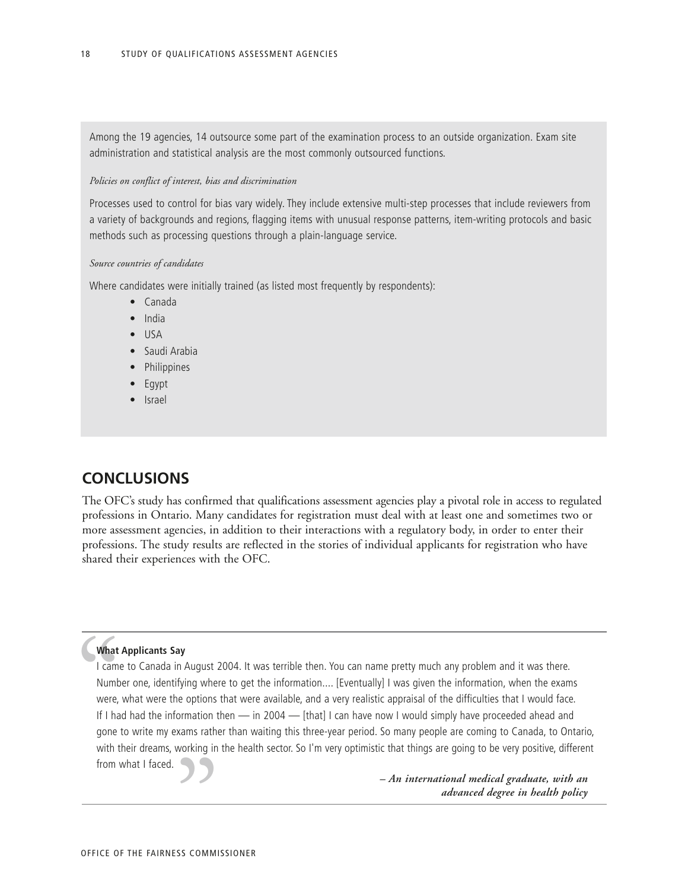Among the 19 agencies, 14 outsource some part of the examination process to an outside organization. Exam site administration and statistical analysis are the most commonly outsourced functions.

*Policies on conflict of interest, bias and discrimination*

Processes used to control for bias vary widely. They include extensive multi-step processes that include reviewers from a variety of backgrounds and regions, flagging items with unusual response patterns, item-writing protocols and basic methods such as processing questions through a plain-language service.

*Source countries of candidates*

Where candidates were initially trained (as listed most frequently by respondents):

- Canada
- India
- USA
- Saudi Arabia
- Philippines
- Egypt
- Israel

## CONCLUSIONS

The OFC's study has confirmed that qualifications assessment agencies play a pivotal role in access to regulated professions in Ontario. Many candidates for registration must deal with at least one and sometimes two or more assessment agencies, in addition to their interactions with a regulatory body, in order to enter their professions. The study results are reflected in the stories of individual applicants for registration who have shared their experiences with the OFC.

**What Applicants Say**

I came to Canada in August 2004. It was terrible then. You can name pretty much any problem and it was there. Number one, identifying where to get the information.... [Eventually] I was given the information, when the exams were, what were the options that were available, and a very realistic appraisal of the difficulties that I would face. If I had had the information then — in 2004 — [that] I can have now I would simply have proceeded ahead and gone to write my exams rather than waiting this three-year period. So many people are coming to Canada, to Ontario, with their dreams, working in the health sector. So I'm very optimistic that things are going to be very positive, different from what I faced.

***– An international medical graduate, with an advanced degree in health policy***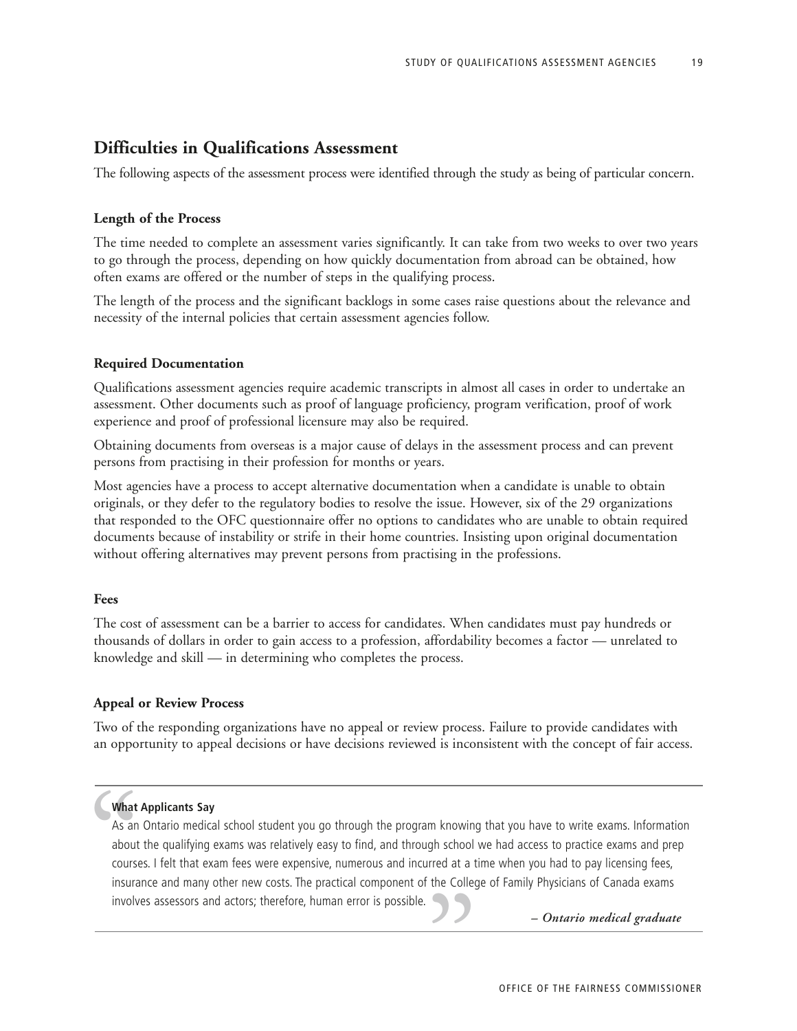## Difficulties in Qualifications Assessment

The following aspects of the assessment process were identified through the study as being of particular concern.

### Length of the Process

The time needed to complete an assessment varies significantly. It can take from two weeks to over two years to go through the process, depending on how quickly documentation from abroad can be obtained, how often exams are offered or the number of steps in the qualifying process.

The length of the process and the significant backlogs in some cases raise questions about the relevance and necessity of the internal policies that certain assessment agencies follow.

### Required Documentation

Qualifications assessment agencies require academic transcripts in almost all cases in order to undertake an assessment. Other documents such as proof of language proficiency, program verification, proof of work experience and proof of professional licensure may also be required.

Obtaining documents from overseas is a major cause of delays in the assessment process and can prevent persons from practising in their profession for months or years.

Most agencies have a process to accept alternative documentation when a candidate is unable to obtain originals, or they defer to the regulatory bodies to resolve the issue. However, six of the 29 organizations that responded to the OFC questionnaire offer no options to candidates who are unable to obtain required documents because of instability or strife in their home countries. Insisting upon original documentation without offering alternatives may prevent persons from practising in the professions.

### Fees

The cost of assessment can be a barrier to access for candidates. When candidates must pay hundreds or thousands of dollars in order to gain access to a profession, affordability becomes a factor — unrelated to knowledge and skill — in determining who completes the process.

### Appeal or Review Process

Two of the responding organizations have no appeal or review process. Failure to provide candidates with an opportunity to appeal decisions or have decisions reviewed is inconsistent with the concept of fair access.

---

**What Applicants Say**

As an Ontario medical school student you go through the program knowing that you have to write exams. Information about the qualifying exams was relatively easy to find, and through school we had access to practice exams and prep courses. I felt that exam fees were expensive, numerous and incurred at a time when you had to pay licensing fees, insurance and many other new costs. The practical component of the College of Family Physicians of Canada exams involves assessors and actors; therefore, human error is possible.

*– Ontario medical graduate*

---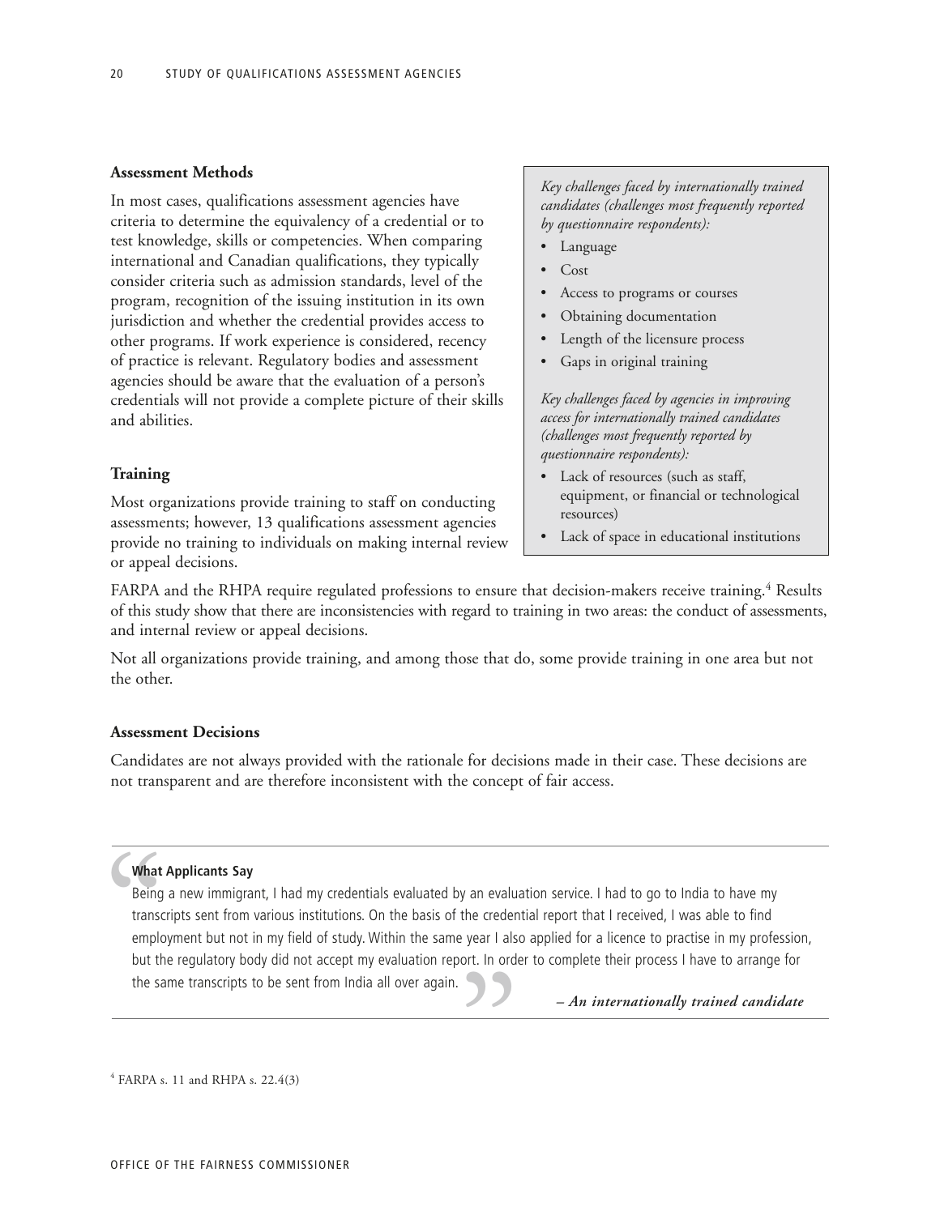### Assessment Methods

In most cases, qualifications assessment agencies have criteria to determine the equivalency of a credential or to test knowledge, skills or competencies. When comparing international and Canadian qualifications, they typically consider criteria such as admission standards, level of the program, recognition of the issuing institution in its own jurisdiction and whether the credential provides access to other programs. If work experience is considered, recency of practice is relevant. Regulatory bodies and assessment agencies should be aware that the evaluation of a person's credentials will not provide a complete picture of their skills and abilities.

*Key challenges faced by internationally trained candidates (challenges most frequently reported by questionnaire respondents):*

- Language
- Cost
- Access to programs or courses
- Obtaining documentation
- Length of the licensure process
- Gaps in original training

*Key challenges faced by agencies in improving access for internationally trained candidates (challenges most frequently reported by questionnaire respondents):*

- Lack of resources (such as staff, equipment, or financial or technological resources)
- Lack of space in educational institutions

### Training

Most organizations provide training to staff on conducting assessments; however, 13 qualifications assessment agencies provide no training to individuals on making internal review or appeal decisions.

FARPA and the RHPA require regulated professions to ensure that decision-makers receive training.[4] Results of this study show that there are inconsistencies with regard to training in two areas: the conduct of assessments, and internal review or appeal decisions.

Not all organizations provide training, and among those that do, some provide training in one area but not the other.

### Assessment Decisions

Candidates are not always provided with the rationale for decisions made in their case. These decisions are not transparent and are therefore inconsistent with the concept of fair access.

**What Applicants Say**

Being a new immigrant, I had my credentials evaluated by an evaluation service. I had to go to India to have my transcripts sent from various institutions. On the basis of the credential report that I received, I was able to find employment but not in my field of study. Within the same year I also applied for a licence to practise in my profession, but the regulatory body did not accept my evaluation report. In order to complete their process I have to arrange for the same transcripts to be sent from India all over again.

***– An internationally trained candidate***

[4] FARPA s. 11 and RHPA s. 22.4(3)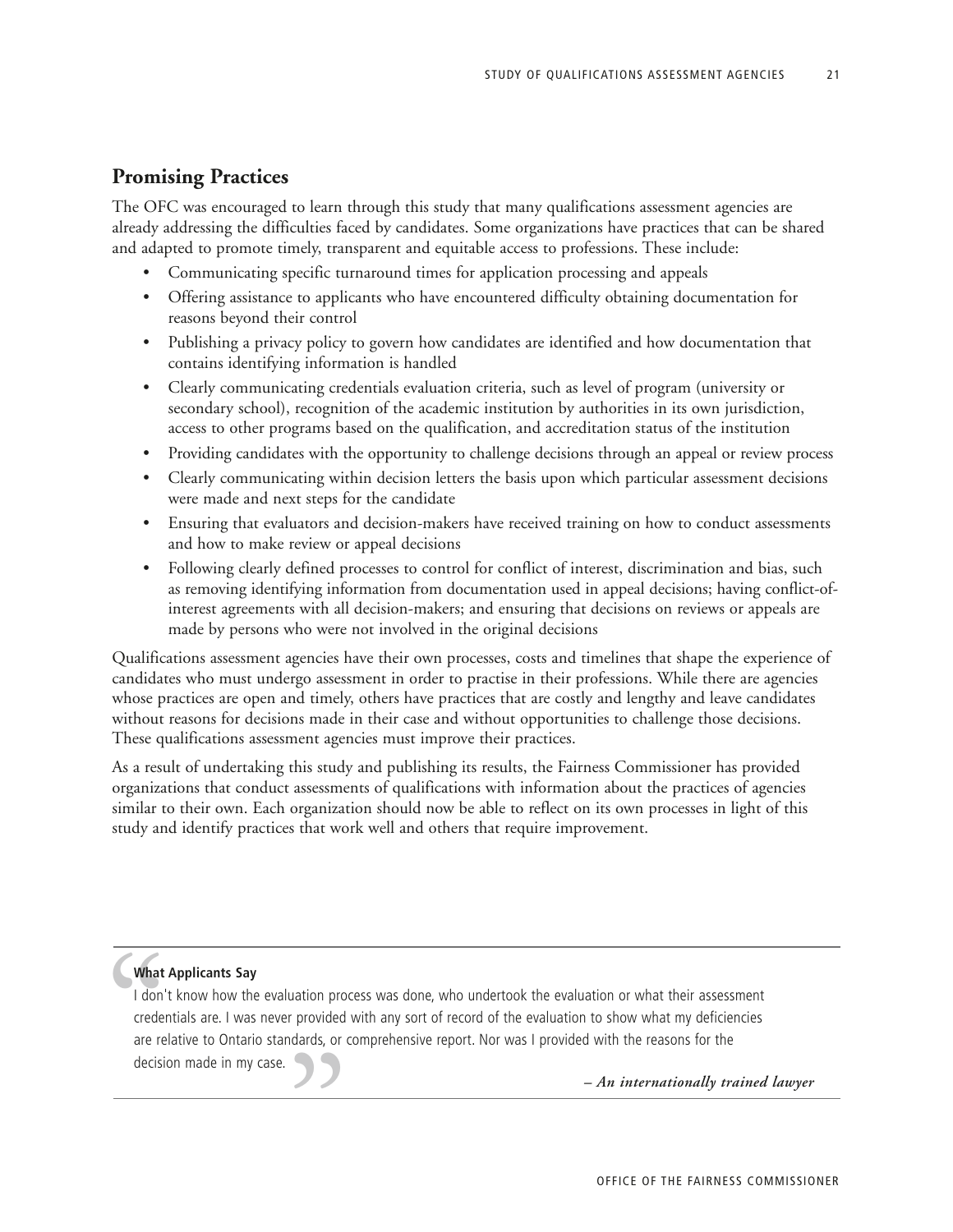## Promising Practices

The OFC was encouraged to learn through this study that many qualifications assessment agencies are already addressing the difficulties faced by candidates. Some organizations have practices that can be shared and adapted to promote timely, transparent and equitable access to professions. These include:

- Communicating specific turnaround times for application processing and appeals
- Offering assistance to applicants who have encountered difficulty obtaining documentation for reasons beyond their control
- Publishing a privacy policy to govern how candidates are identified and how documentation that contains identifying information is handled
- Clearly communicating credentials evaluation criteria, such as level of program (university or secondary school), recognition of the academic institution by authorities in its own jurisdiction, access to other programs based on the qualification, and accreditation status of the institution
- Providing candidates with the opportunity to challenge decisions through an appeal or review process
- Clearly communicating within decision letters the basis upon which particular assessment decisions were made and next steps for the candidate
- Ensuring that evaluators and decision-makers have received training on how to conduct assessments and how to make review or appeal decisions
- Following clearly defined processes to control for conflict of interest, discrimination and bias, such as removing identifying information from documentation used in appeal decisions; having conflict-of-interest agreements with all decision-makers; and ensuring that decisions on reviews or appeals are made by persons who were not involved in the original decisions

Qualifications assessment agencies have their own processes, costs and timelines that shape the experience of candidates who must undergo assessment in order to practise in their professions. While there are agencies whose practices are open and timely, others have practices that are costly and lengthy and leave candidates without reasons for decisions made in their case and without opportunities to challenge those decisions. These qualifications assessment agencies must improve their practices.

As a result of undertaking this study and publishing its results, the Fairness Commissioner has provided organizations that conduct assessments of qualifications with information about the practices of agencies similar to their own. Each organization should now be able to reflect on its own processes in light of this study and identify practices that work well and others that require improvement.

---

**What Applicants Say**

"I don't know how the evaluation process was done, who undertook the evaluation or what their assessment credentials are. I was never provided with any sort of record of the evaluation to show what my deficiencies are relative to Ontario standards, or comprehensive report. Nor was I provided with the reasons for the decision made in my case."

*– An internationally trained lawyer*

---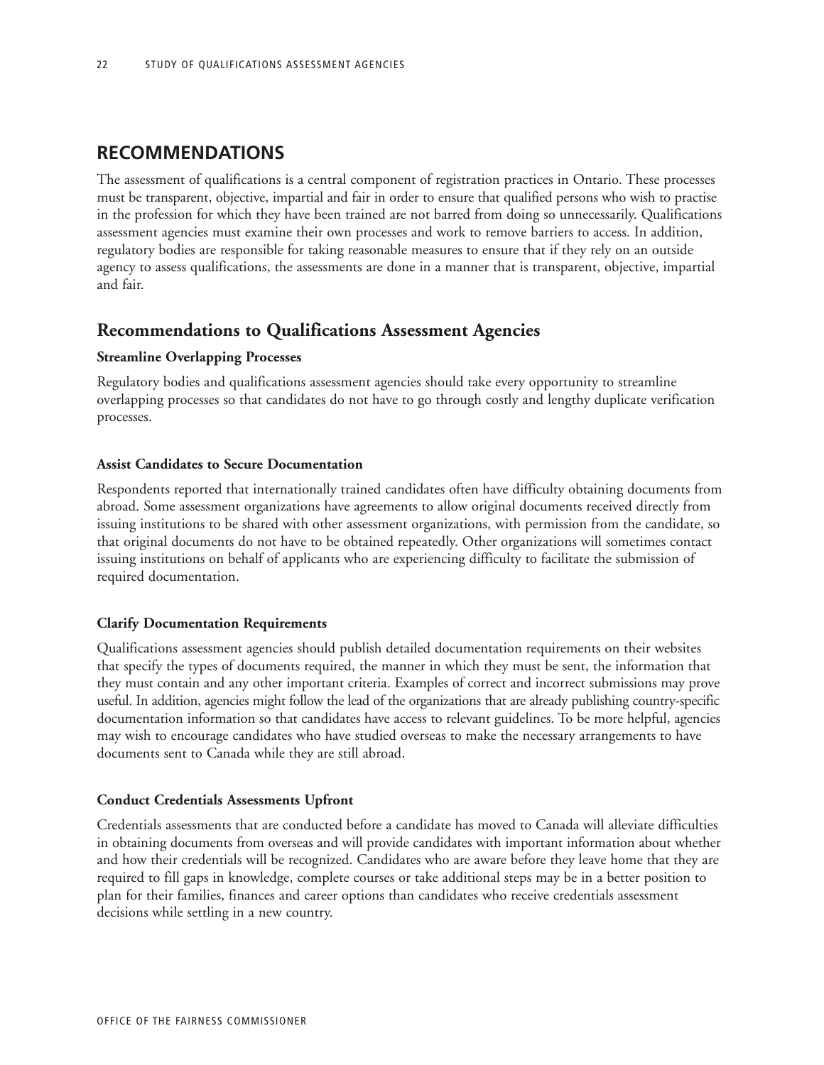## RECOMMENDATIONS

The assessment of qualifications is a central component of registration practices in Ontario. These processes must be transparent, objective, impartial and fair in order to ensure that qualified persons who wish to practise in the profession for which they have been trained are not barred from doing so unnecessarily. Qualifications assessment agencies must examine their own processes and work to remove barriers to access. In addition, regulatory bodies are responsible for taking reasonable measures to ensure that if they rely on an outside agency to assess qualifications, the assessments are done in a manner that is transparent, objective, impartial and fair.

### Recommendations to Qualifications Assessment Agencies

**Streamline Overlapping Processes**

Regulatory bodies and qualifications assessment agencies should take every opportunity to streamline overlapping processes so that candidates do not have to go through costly and lengthy duplicate verification processes.

**Assist Candidates to Secure Documentation**

Respondents reported that internationally trained candidates often have difficulty obtaining documents from abroad. Some assessment organizations have agreements to allow original documents received directly from issuing institutions to be shared with other assessment organizations, with permission from the candidate, so that original documents do not have to be obtained repeatedly. Other organizations will sometimes contact issuing institutions on behalf of applicants who are experiencing difficulty to facilitate the submission of required documentation.

**Clarify Documentation Requirements**

Qualifications assessment agencies should publish detailed documentation requirements on their websites that specify the types of documents required, the manner in which they must be sent, the information that they must contain and any other important criteria. Examples of correct and incorrect submissions may prove useful. In addition, agencies might follow the lead of the organizations that are already publishing country-specific documentation information so that candidates have access to relevant guidelines. To be more helpful, agencies may wish to encourage candidates who have studied overseas to make the necessary arrangements to have documents sent to Canada while they are still abroad.

**Conduct Credentials Assessments Upfront**

Credentials assessments that are conducted before a candidate has moved to Canada will alleviate difficulties in obtaining documents from overseas and will provide candidates with important information about whether and how their credentials will be recognized. Candidates who are aware before they leave home that they are required to fill gaps in knowledge, complete courses or take additional steps may be in a better position to plan for their families, finances and career options than candidates who receive credentials assessment decisions while settling in a new country.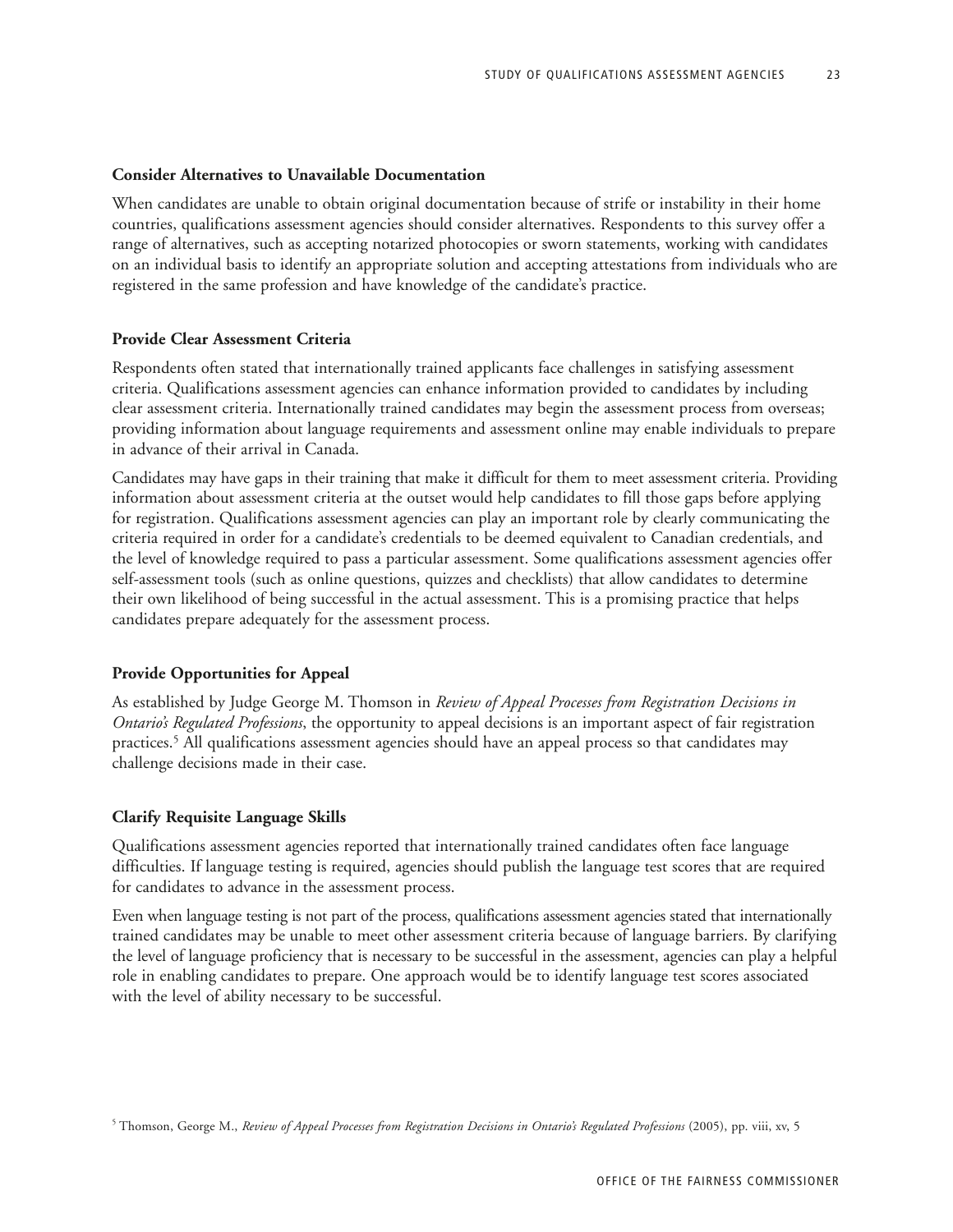### Consider Alternatives to Unavailable Documentation

When candidates are unable to obtain original documentation because of strife or instability in their home countries, qualifications assessment agencies should consider alternatives. Respondents to this survey offer a range of alternatives, such as accepting notarized photocopies or sworn statements, working with candidates on an individual basis to identify an appropriate solution and accepting attestations from individuals who are registered in the same profession and have knowledge of the candidate's practice.

### Provide Clear Assessment Criteria

Respondents often stated that internationally trained applicants face challenges in satisfying assessment criteria. Qualifications assessment agencies can enhance information provided to candidates by including clear assessment criteria. Internationally trained candidates may begin the assessment process from overseas; providing information about language requirements and assessment online may enable individuals to prepare in advance of their arrival in Canada.

Candidates may have gaps in their training that make it difficult for them to meet assessment criteria. Providing information about assessment criteria at the outset would help candidates to fill those gaps before applying for registration. Qualifications assessment agencies can play an important role by clearly communicating the criteria required in order for a candidate's credentials to be deemed equivalent to Canadian credentials, and the level of knowledge required to pass a particular assessment. Some qualifications assessment agencies offer self-assessment tools (such as online questions, quizzes and checklists) that allow candidates to determine their own likelihood of being successful in the actual assessment. This is a promising practice that helps candidates prepare adequately for the assessment process.

### Provide Opportunities for Appeal

As established by Judge George M. Thomson in *Review of Appeal Processes from Registration Decisions in Ontario's Regulated Professions*, the opportunity to appeal decisions is an important aspect of fair registration practices.[5] All qualifications assessment agencies should have an appeal process so that candidates may challenge decisions made in their case.

### Clarify Requisite Language Skills

Qualifications assessment agencies reported that internationally trained candidates often face language difficulties. If language testing is required, agencies should publish the language test scores that are required for candidates to advance in the assessment process.

Even when language testing is not part of the process, qualifications assessment agencies stated that internationally trained candidates may be unable to meet other assessment criteria because of language barriers. By clarifying the level of language proficiency that is necessary to be successful in the assessment, agencies can play a helpful role in enabling candidates to prepare. One approach would be to identify language test scores associated with the level of ability necessary to be successful.

[5] Thomson, George M., *Review of Appeal Processes from Registration Decisions in Ontario's Regulated Professions* (2005), pp. viii, xv, 5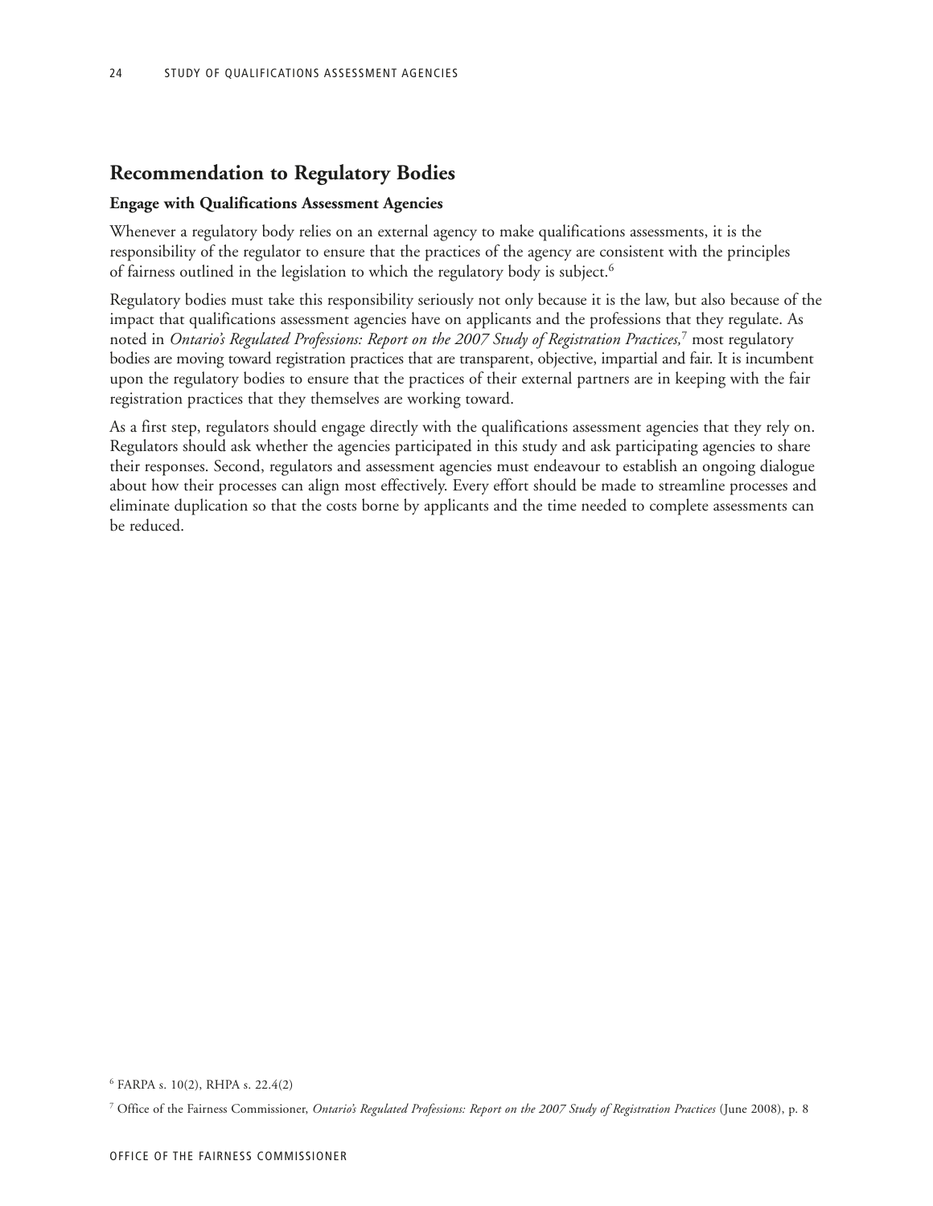## Recommendation to Regulatory Bodies

### Engage with Qualifications Assessment Agencies

Whenever a regulatory body relies on an external agency to make qualifications assessments, it is the responsibility of the regulator to ensure that the practices of the agency are consistent with the principles of fairness outlined in the legislation to which the regulatory body is subject.[6]

Regulatory bodies must take this responsibility seriously not only because it is the law, but also because of the impact that qualifications assessment agencies have on applicants and the professions that they regulate. As noted in *Ontario's Regulated Professions: Report on the 2007 Study of Registration Practices,*[7] most regulatory bodies are moving toward registration practices that are transparent, objective, impartial and fair. It is incumbent upon the regulatory bodies to ensure that the practices of their external partners are in keeping with the fair registration practices that they themselves are working toward.

As a first step, regulators should engage directly with the qualifications assessment agencies that they rely on. Regulators should ask whether the agencies participated in this study and ask participating agencies to share their responses. Second, regulators and assessment agencies must endeavour to establish an ongoing dialogue about how their processes can align most effectively. Every effort should be made to streamline processes and eliminate duplication so that the costs borne by applicants and the time needed to complete assessments can be reduced.

[6] FARPA s. 10(2), RHPA s. 22.4(2)

[7] Office of the Fairness Commissioner, *Ontario's Regulated Professions: Report on the 2007 Study of Registration Practices* (June 2008), p. 8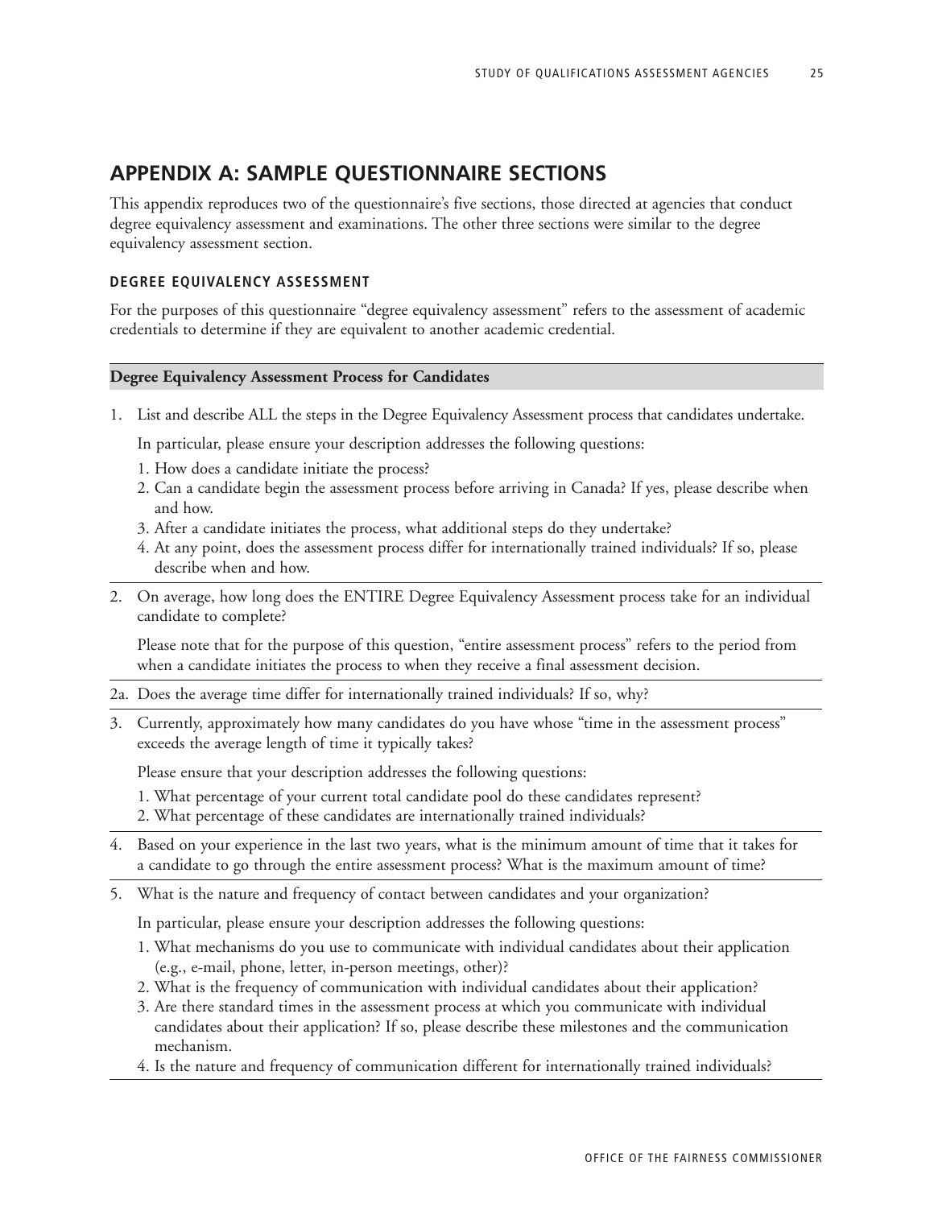## APPENDIX A: SAMPLE QUESTIONNAIRE SECTIONS

This appendix reproduces two of the questionnaire's five sections, those directed at agencies that conduct degree equivalency assessment and examinations. The other three sections were similar to the degree equivalency assessment section.

### DEGREE EQUIVALENCY ASSESSMENT

For the purposes of this questionnaire "degree equivalency assessment" refers to the assessment of academic credentials to determine if they are equivalent to another academic credential.

**Degree Equivalency Assessment Process for Candidates**

1. List and describe ALL the steps in the Degree Equivalency Assessment process that candidates undertake.

   In particular, please ensure your description addresses the following questions:

   1. How does a candidate initiate the process?
   2. Can a candidate begin the assessment process before arriving in Canada? If yes, please describe when and how.
   3. After a candidate initiates the process, what additional steps do they undertake?
   4. At any point, does the assessment process differ for internationally trained individuals? If so, please describe when and how.

2. On average, how long does the ENTIRE Degree Equivalency Assessment process take for an individual candidate to complete?

   Please note that for the purpose of this question, "entire assessment process" refers to the period from when a candidate initiates the process to when they receive a final assessment decision.

2a. Does the average time differ for internationally trained individuals? If so, why?

3. Currently, approximately how many candidates do you have whose "time in the assessment process" exceeds the average length of time it typically takes?

   Please ensure that your description addresses the following questions:

   1. What percentage of your current total candidate pool do these candidates represent?
   2. What percentage of these candidates are internationally trained individuals?

4. Based on your experience in the last two years, what is the minimum amount of time that it takes for a candidate to go through the entire assessment process? What is the maximum amount of time?

5. What is the nature and frequency of contact between candidates and your organization?

   In particular, please ensure your description addresses the following questions:

   1. What mechanisms do you use to communicate with individual candidates about their application (e.g., e-mail, phone, letter, in-person meetings, other)?
   2. What is the frequency of communication with individual candidates about their application?
   3. Are there standard times in the assessment process at which you communicate with individual candidates about their application? If so, please describe these milestones and the communication mechanism.
   4. Is the nature and frequency of communication different for internationally trained individuals?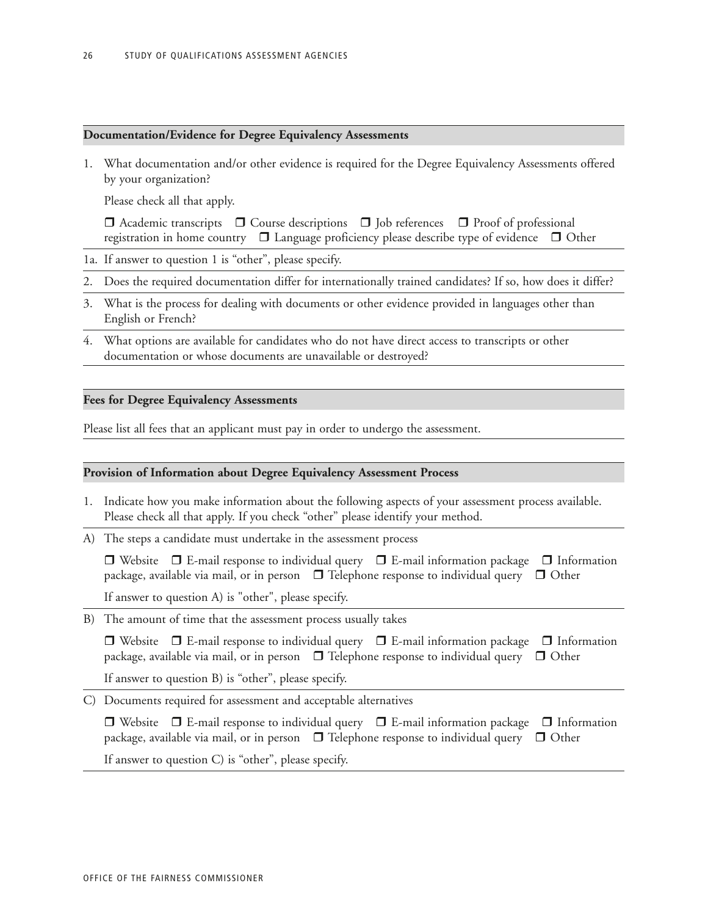### Documentation/Evidence for Degree Equivalency Assessments

1. What documentation and/or other evidence is required for the Degree Equivalency Assessments offered by your organization?

   Please check all that apply.

   ❐ Academic transcripts ❐ Course descriptions ❐ Job references ❐ Proof of professional registration in home country ❐ Language proficiency please describe type of evidence ❐ Other

1a. If answer to question 1 is “other”, please specify.

2. Does the required documentation differ for internationally trained candidates? If so, how does it differ?

3. What is the process for dealing with documents or other evidence provided in languages other than English or French?

4. What options are available for candidates who do not have direct access to transcripts or other documentation or whose documents are unavailable or destroyed?

### Fees for Degree Equivalency Assessments

Please list all fees that an applicant must pay in order to undergo the assessment.

### Provision of Information about Degree Equivalency Assessment Process

1. Indicate how you make information about the following aspects of your assessment process available. Please check all that apply. If you check “other” please identify your method.

A) The steps a candidate must undertake in the assessment process

   ❐ Website ❐ E-mail response to individual query ❐ E-mail information package ❐ Information package, available via mail, or in person ❐ Telephone response to individual query ❐ Other

   If answer to question A) is "other", please specify.

B) The amount of time that the assessment process usually takes

   ❐ Website ❐ E-mail response to individual query ❐ E-mail information package ❐ Information package, available via mail, or in person ❐ Telephone response to individual query ❐ Other

   If answer to question B) is “other”, please specify.

C) Documents required for assessment and acceptable alternatives

   ❐ Website ❐ E-mail response to individual query ❐ E-mail information package ❐ Information package, available via mail, or in person ❐ Telephone response to individual query ❐ Other

   If answer to question C) is “other”, please specify.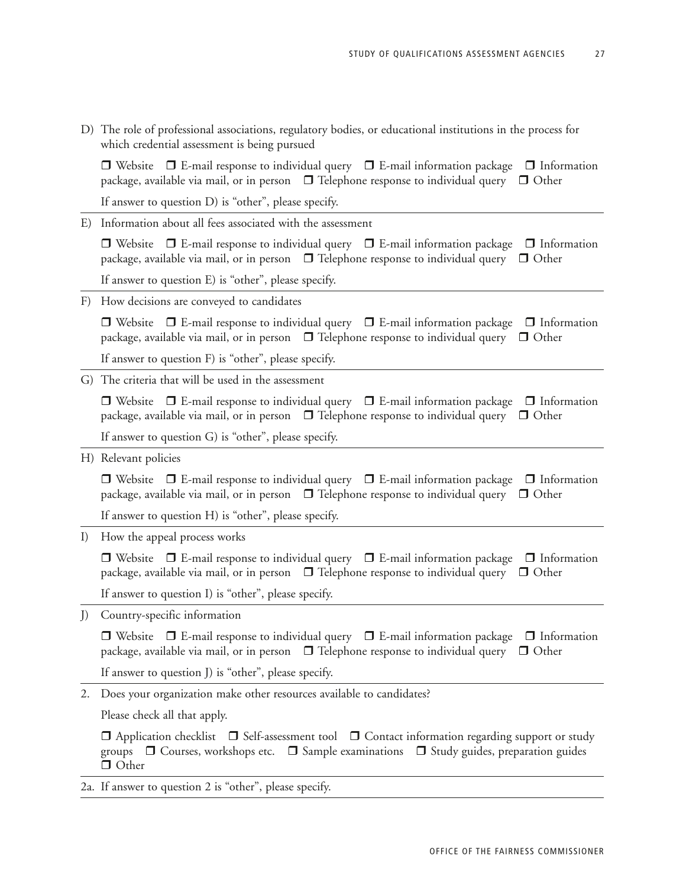D) The role of professional associations, regulatory bodies, or educational institutions in the process for which credential assessment is being pursued

❒ Website ❒ E-mail response to individual query ❒ E-mail information package ❒ Information package, available via mail, or in person ❒ Telephone response to individual query ❒ Other

If answer to question D) is "other", please specify.

---

E) Information about all fees associated with the assessment

❒ Website ❒ E-mail response to individual query ❒ E-mail information package ❒ Information package, available via mail, or in person ❒ Telephone response to individual query ❒ Other

If answer to question E) is "other", please specify.

---

F) How decisions are conveyed to candidates

❒ Website ❒ E-mail response to individual query ❒ E-mail information package ❒ Information package, available via mail, or in person ❒ Telephone response to individual query ❒ Other

If answer to question F) is "other", please specify.

---

G) The criteria that will be used in the assessment

❒ Website ❒ E-mail response to individual query ❒ E-mail information package ❒ Information package, available via mail, or in person ❒ Telephone response to individual query ❒ Other

If answer to question G) is "other", please specify.

---

H) Relevant policies

❒ Website ❒ E-mail response to individual query ❒ E-mail information package ❒ Information package, available via mail, or in person ❒ Telephone response to individual query ❒ Other

If answer to question H) is "other", please specify.

---

I) How the appeal process works

❒ Website ❒ E-mail response to individual query ❒ E-mail information package ❒ Information package, available via mail, or in person ❒ Telephone response to individual query ❒ Other

If answer to question I) is "other", please specify.

---

J) Country-specific information

❒ Website ❒ E-mail response to individual query ❒ E-mail information package ❒ Information package, available via mail, or in person ❒ Telephone response to individual query ❒ Other

If answer to question J) is "other", please specify.

---

2. Does your organization make other resources available to candidates?

Please check all that apply.

❒ Application checklist ❒ Self-assessment tool ❒ Contact information regarding support or study groups ❒ Courses, workshops etc. ❒ Sample examinations ❒ Study guides, preparation guides ❒ Other

---

2a. If answer to question 2 is "other", please specify.

---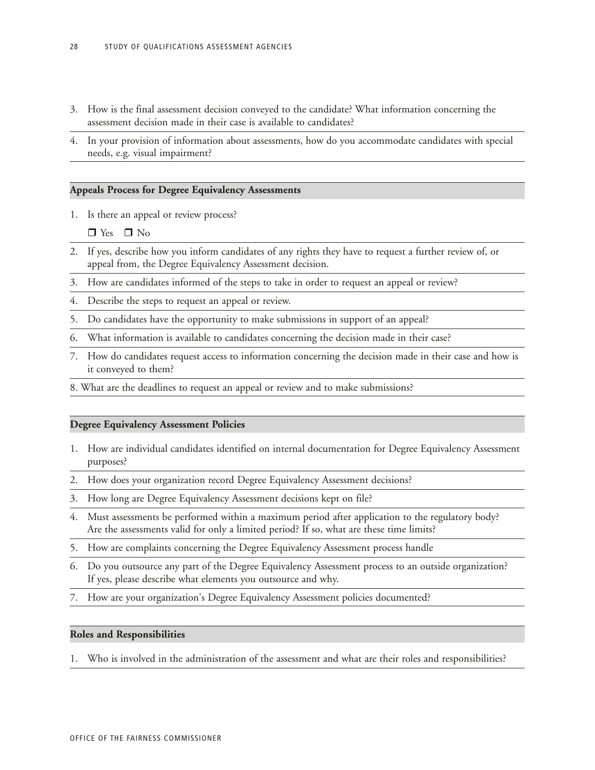3. How is the final assessment decision conveyed to the candidate? What information concerning the assessment decision made in their case is available to candidates?

4. In your provision of information about assessments, how do you accommodate candidates with special needs, e.g. visual impairment?

### Appeals Process for Degree Equivalency Assessments

1. Is there an appeal or review process?

   ❒ Yes ❒ No

2. If yes, describe how you inform candidates of any rights they have to request a further review of, or appeal from, the Degree Equivalency Assessment decision.

3. How are candidates informed of the steps to take in order to request an appeal or review?

4. Describe the steps to request an appeal or review.

5. Do candidates have the opportunity to make submissions in support of an appeal?

6. What information is available to candidates concerning the decision made in their case?

7. How do candidates request access to information concerning the decision made in their case and how is it conveyed to them?

8. What are the deadlines to request an appeal or review and to make submissions?

### Degree Equivalency Assessment Policies

1. How are individual candidates identified on internal documentation for Degree Equivalency Assessment purposes?

2. How does your organization record Degree Equivalency Assessment decisions?

3. How long are Degree Equivalency Assessment decisions kept on file?

4. Must assessments be performed within a maximum period after application to the regulatory body? Are the assessments valid for only a limited period? If so, what are these time limits?

5. How are complaints concerning the Degree Equivalency Assessment process handle

6. Do you outsource any part of the Degree Equivalency Assessment process to an outside organization? If yes, please describe what elements you outsource and why.

7. How are your organization's Degree Equivalency Assessment policies documented?

### Roles and Responsibilities

1. Who is involved in the administration of the assessment and what are their roles and responsibilities?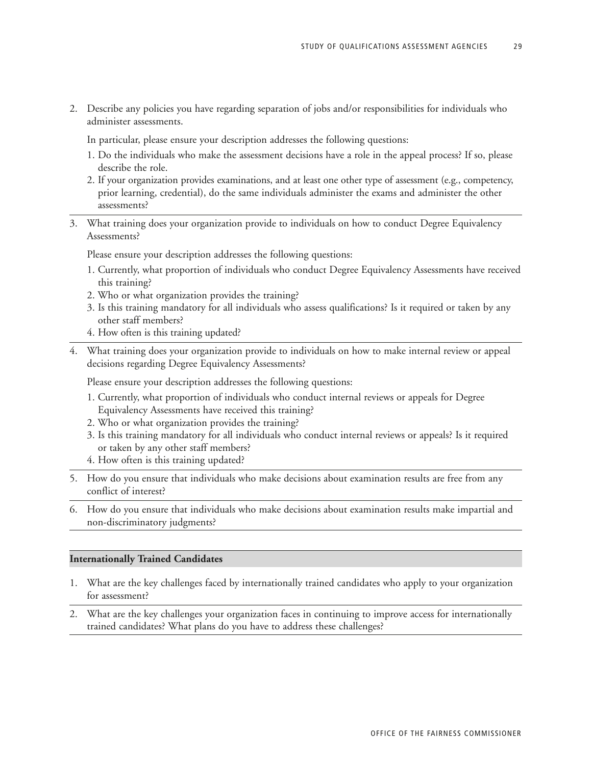2. Describe any policies you have regarding separation of jobs and/or responsibilities for individuals who administer assessments.

   In particular, please ensure your description addresses the following questions:

   1. Do the individuals who make the assessment decisions have a role in the appeal process? If so, please describe the role.
   2. If your organization provides examinations, and at least one other type of assessment (e.g., competency, prior learning, credential), do the same individuals administer the exams and administer the other assessments?

3. What training does your organization provide to individuals on how to conduct Degree Equivalency Assessments?

   Please ensure your description addresses the following questions:

   1. Currently, what proportion of individuals who conduct Degree Equivalency Assessments have received this training?
   2. Who or what organization provides the training?
   3. Is this training mandatory for all individuals who assess qualifications? Is it required or taken by any other staff members?
   4. How often is this training updated?

4. What training does your organization provide to individuals on how to make internal review or appeal decisions regarding Degree Equivalency Assessments?

   Please ensure your description addresses the following questions:

   1. Currently, what proportion of individuals who conduct internal reviews or appeals for Degree Equivalency Assessments have received this training?
   2. Who or what organization provides the training?
   3. Is this training mandatory for all individuals who conduct internal reviews or appeals? Is it required or taken by any other staff members?
   4. How often is this training updated?

5. How do you ensure that individuals who make decisions about examination results are free from any conflict of interest?

6. How do you ensure that individuals who make decisions about examination results make impartial and non-discriminatory judgments?

**Internationally Trained Candidates**

1. What are the key challenges faced by internationally trained candidates who apply to your organization for assessment?

2. What are the key challenges your organization faces in continuing to improve access for internationally trained candidates? What plans do you have to address these challenges?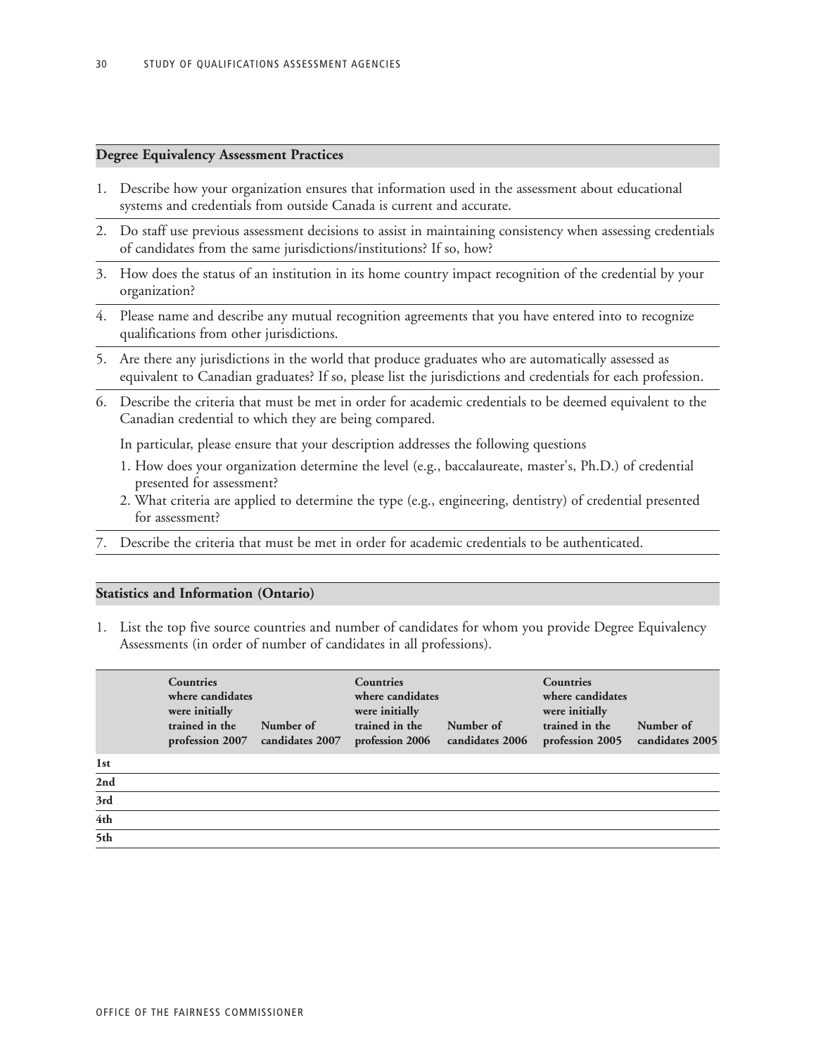## Degree Equivalency Assessment Practices

1. Describe how your organization ensures that information used in the assessment about educational systems and credentials from outside Canada is current and accurate.
2. Do staff use previous assessment decisions to assist in maintaining consistency when assessing credentials of candidates from the same jurisdictions/institutions? If so, how?
3. How does the status of an institution in its home country impact recognition of the credential by your organization?
4. Please name and describe any mutual recognition agreements that you have entered into to recognize qualifications from other jurisdictions.
5. Are there any jurisdictions in the world that produce graduates who are automatically assessed as equivalent to Canadian graduates? If so, please list the jurisdictions and credentials for each profession.
6. Describe the criteria that must be met in order for academic credentials to be deemed equivalent to the Canadian credential to which they are being compared.

   In particular, please ensure that your description addresses the following questions

   1. How does your organization determine the level (e.g., baccalaureate, master's, Ph.D.) of credential presented for assessment?
   2. What criteria are applied to determine the type (e.g., engineering, dentistry) of credential presented for assessment?
7. Describe the criteria that must be met in order for academic credentials to be authenticated.

## Statistics and Information (Ontario)

1. List the top five source countries and number of candidates for whom you provide Degree Equivalency Assessments (in order of number of candidates in all professions).

| | Countries where candidates were initially trained in the profession 2007 | Number of candidates 2007 | Countries where candidates were initially trained in the profession 2006 | Number of candidates 2006 | Countries where candidates were initially trained in the profession 2005 | Number of candidates 2005 |
|---|---|---|---|---|---|---|
| **1st** | | | | | | |
| **2nd** | | | | | | |
| **3rd** | | | | | | |
| **4th** | | | | | | |
| **5th** | | | | | | |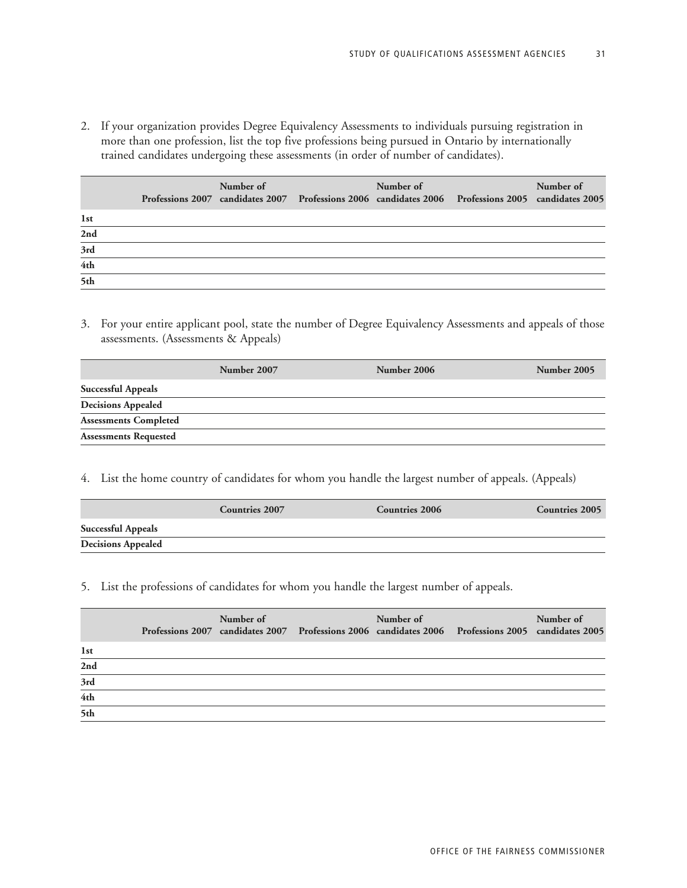2. If your organization provides Degree Equivalency Assessments to individuals pursuing registration in more than one profession, list the top five professions being pursued in Ontario by internationally trained candidates undergoing these assessments (in order of number of candidates).

| | Professions 2007 | Number of candidates 2007 | Professions 2006 | Number of candidates 2006 | Professions 2005 | Number of candidates 2005 |
|---|---|---|---|---|---|---|
| 1st | | | | | | |
| 2nd | | | | | | |
| 3rd | | | | | | |
| 4th | | | | | | |
| 5th | | | | | | |

3. For your entire applicant pool, state the number of Degree Equivalency Assessments and appeals of those assessments. (Assessments & Appeals)

| | Number 2007 | Number 2006 | Number 2005 |
|---|---|---|---|
| Successful Appeals | | | |
| Decisions Appealed | | | |
| Assessments Completed | | | |
| Assessments Requested | | | |

4. List the home country of candidates for whom you handle the largest number of appeals. (Appeals)

| | Countries 2007 | Countries 2006 | Countries 2005 |
|---|---|---|---|
| Successful Appeals | | | |
| Decisions Appealed | | | |

5. List the professions of candidates for whom you handle the largest number of appeals.

| | Professions 2007 | Number of candidates 2007 | Professions 2006 | Number of candidates 2006 | Professions 2005 | Number of candidates 2005 |
|---|---|---|---|---|---|---|
| 1st | | | | | | |
| 2nd | | | | | | |
| 3rd | | | | | | |
| 4th | | | | | | |
| 5th | | | | | | |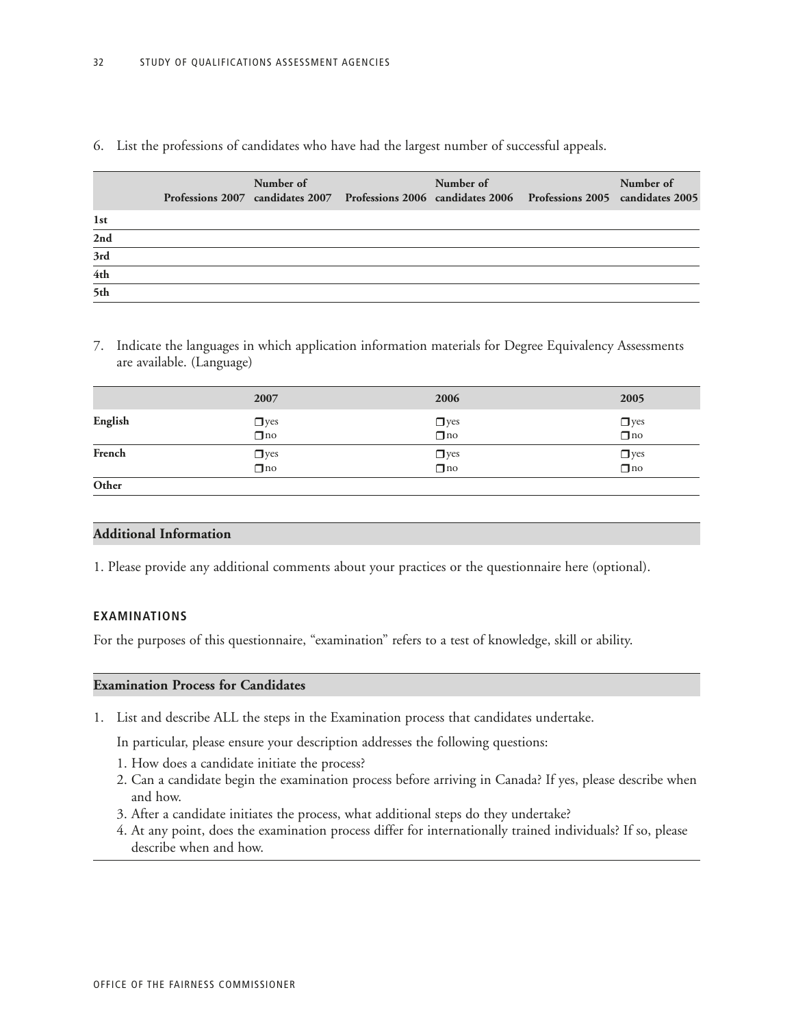6. List the professions of candidates who have had the largest number of successful appeals.

| | Professions 2007 | Number of candidates 2007 | Professions 2006 | Number of candidates 2006 | Professions 2005 | Number of candidates 2005 |
|---|---|---|---|---|---|---|
| **1st** | | | | | | |
| **2nd** | | | | | | |
| **3rd** | | | | | | |
| **4th** | | | | | | |
| **5th** | | | | | | |

7. Indicate the languages in which application information materials for Degree Equivalency Assessments are available. (Language)

| | 2007 | 2006 | 2005 |
|---|---|---|---|
| **English** | ❑ yes<br>❑ no | ❑ yes<br>❑ no | ❑ yes<br>❑ no |
| **French** | ❑ yes<br>❑ no | ❑ yes<br>❑ no | ❑ yes<br>❑ no |
| **Other** | | | |

### Additional Information

1. Please provide any additional comments about your practices or the questionnaire here (optional).

## EXAMINATIONS

For the purposes of this questionnaire, “examination” refers to a test of knowledge, skill or ability.

### Examination Process for Candidates

1. List and describe ALL the steps in the Examination process that candidates undertake.

   In particular, please ensure your description addresses the following questions:

   1. How does a candidate initiate the process?
   2. Can a candidate begin the examination process before arriving in Canada? If yes, please describe when and how.
   3. After a candidate initiates the process, what additional steps do they undertake?
   4. At any point, does the examination process differ for internationally trained individuals? If so, please describe when and how.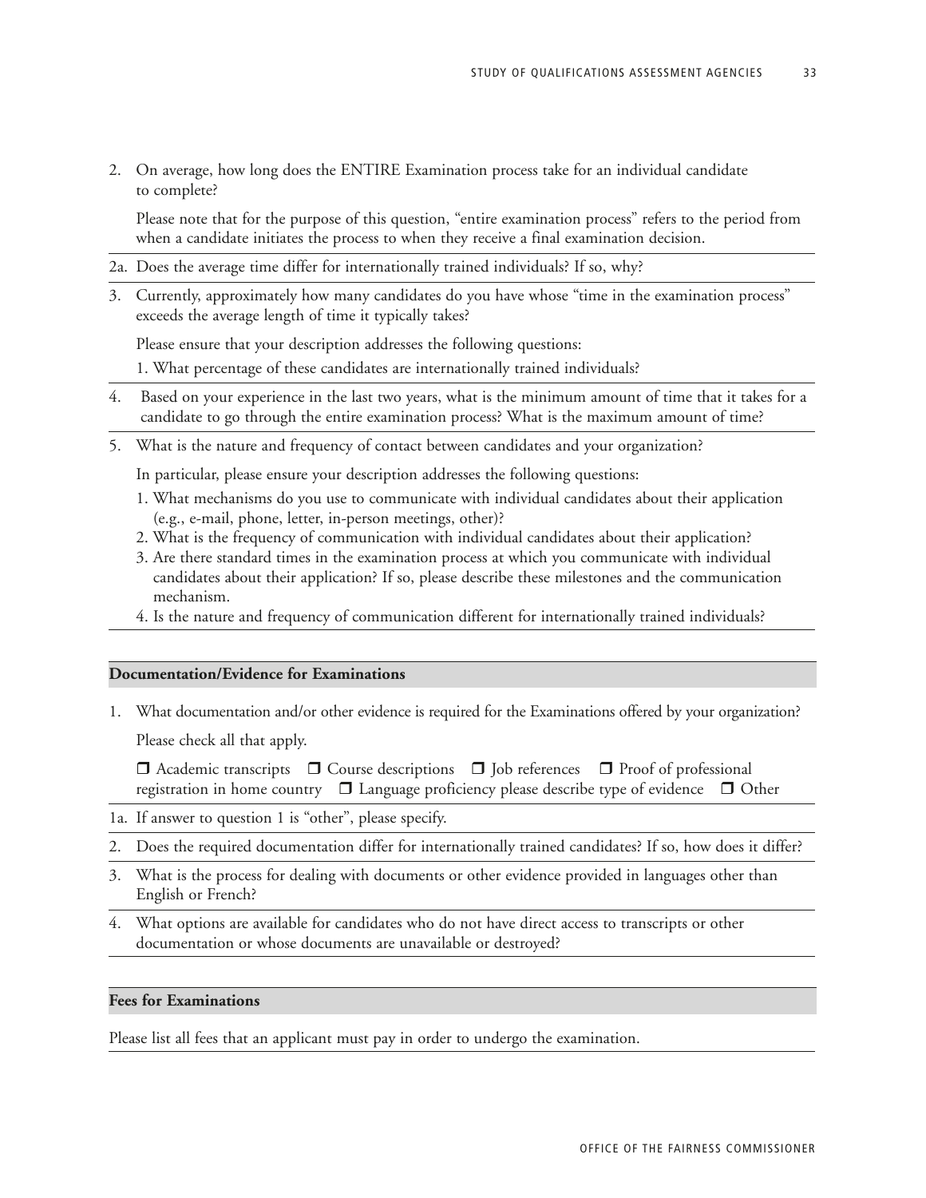2. On average, how long does the ENTIRE Examination process take for an individual candidate to complete?

   Please note that for the purpose of this question, "entire examination process" refers to the period from when a candidate initiates the process to when they receive a final examination decision.

2a. Does the average time differ for internationally trained individuals? If so, why?

3. Currently, approximately how many candidates do you have whose "time in the examination process" exceeds the average length of time it typically takes?

   Please ensure that your description addresses the following questions:

   1. What percentage of these candidates are internationally trained individuals?

4. Based on your experience in the last two years, what is the minimum amount of time that it takes for a candidate to go through the entire examination process? What is the maximum amount of time?

5. What is the nature and frequency of contact between candidates and your organization?

   In particular, please ensure your description addresses the following questions:

   1. What mechanisms do you use to communicate with individual candidates about their application (e.g., e-mail, phone, letter, in-person meetings, other)?
   2. What is the frequency of communication with individual candidates about their application?
   3. Are there standard times in the examination process at which you communicate with individual candidates about their application? If so, please describe these milestones and the communication mechanism.
   4. Is the nature and frequency of communication different for internationally trained individuals?

**Documentation/Evidence for Examinations**

1. What documentation and/or other evidence is required for the Examinations offered by your organization?

   Please check all that apply.

   ❒ Academic transcripts ❒ Course descriptions ❒ Job references ❒ Proof of professional registration in home country ❒ Language proficiency please describe type of evidence ❒ Other

1a. If answer to question 1 is "other", please specify.

2. Does the required documentation differ for internationally trained candidates? If so, how does it differ?

3. What is the process for dealing with documents or other evidence provided in languages other than English or French?

4. What options are available for candidates who do not have direct access to transcripts or other documentation or whose documents are unavailable or destroyed?

**Fees for Examinations**

Please list all fees that an applicant must pay in order to undergo the examination.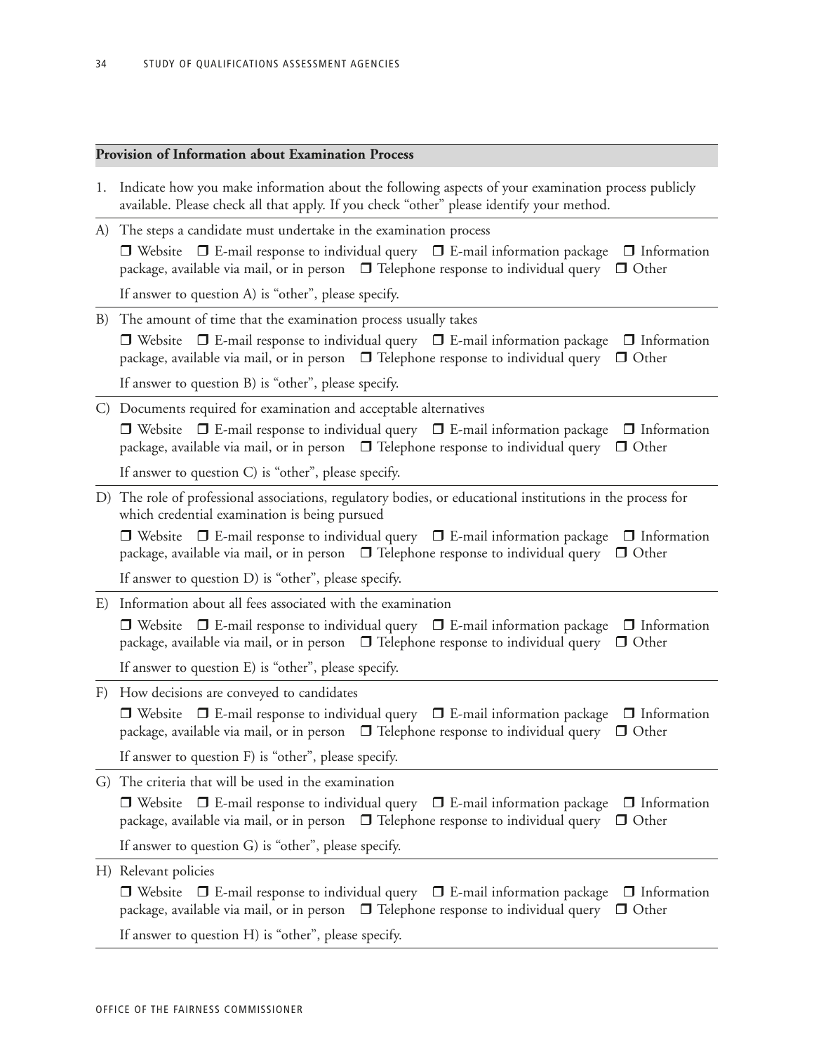## Provision of Information about Examination Process

1. Indicate how you make information about the following aspects of your examination process publicly available. Please check all that apply. If you check "other" please identify your method.

A) The steps a candidate must undertake in the examination process

❒ Website ❒ E-mail response to individual query ❒ E-mail information package ❒ Information package, available via mail, or in person ❒ Telephone response to individual query ❒ Other

If answer to question A) is "other", please specify.

B) The amount of time that the examination process usually takes

❒ Website ❒ E-mail response to individual query ❒ E-mail information package ❒ Information package, available via mail, or in person ❒ Telephone response to individual query ❒ Other

If answer to question B) is "other", please specify.

C) Documents required for examination and acceptable alternatives

❒ Website ❒ E-mail response to individual query ❒ E-mail information package ❒ Information package, available via mail, or in person ❒ Telephone response to individual query ❒ Other

If answer to question C) is "other", please specify.

D) The role of professional associations, regulatory bodies, or educational institutions in the process for which credential examination is being pursued

❒ Website ❒ E-mail response to individual query ❒ E-mail information package ❒ Information package, available via mail, or in person ❒ Telephone response to individual query ❒ Other

If answer to question D) is "other", please specify.

E) Information about all fees associated with the examination

❒ Website ❒ E-mail response to individual query ❒ E-mail information package ❒ Information package, available via mail, or in person ❒ Telephone response to individual query ❒ Other

If answer to question E) is "other", please specify.

F) How decisions are conveyed to candidates

❒ Website ❒ E-mail response to individual query ❒ E-mail information package ❒ Information package, available via mail, or in person ❒ Telephone response to individual query ❒ Other

If answer to question F) is "other", please specify.

G) The criteria that will be used in the examination

❒ Website ❒ E-mail response to individual query ❒ E-mail information package ❒ Information package, available via mail, or in person ❒ Telephone response to individual query ❒ Other

If answer to question G) is "other", please specify.

H) Relevant policies

❒ Website ❒ E-mail response to individual query ❒ E-mail information package ❒ Information package, available via mail, or in person ❒ Telephone response to individual query ❒ Other

If answer to question H) is "other", please specify.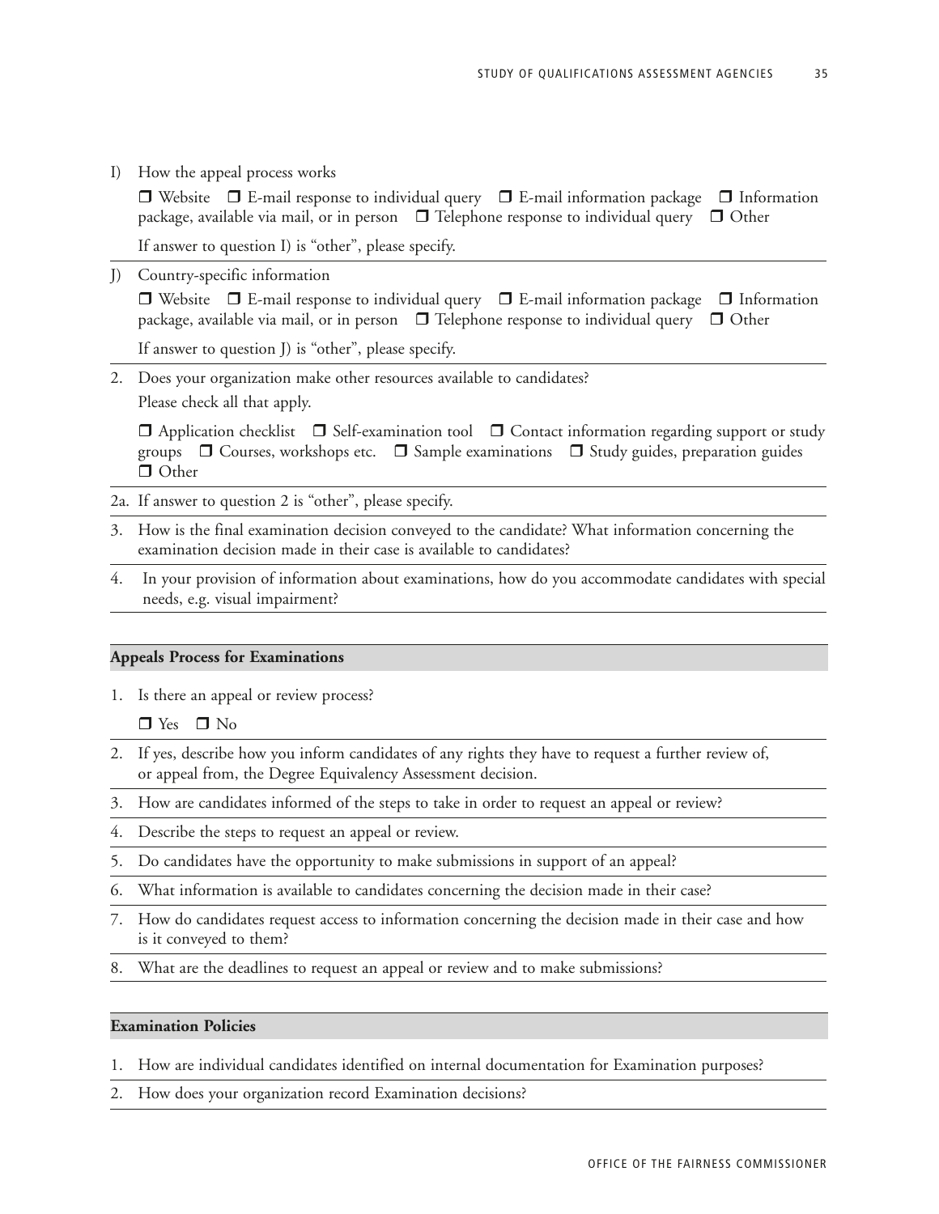I) How the appeal process works

☐ Website ☐ E-mail response to individual query ☐ E-mail information package ☐ Information package, available via mail, or in person ☐ Telephone response to individual query ☐ Other

If answer to question I) is "other", please specify.

J) Country-specific information

☐ Website ☐ E-mail response to individual query ☐ E-mail information package ☐ Information package, available via mail, or in person ☐ Telephone response to individual query ☐ Other

If answer to question J) is "other", please specify.

2. Does your organization make other resources available to candidates?
   Please check all that apply.

   ☐ Application checklist ☐ Self-examination tool ☐ Contact information regarding support or study groups ☐ Courses, workshops etc. ☐ Sample examinations ☐ Study guides, preparation guides ☐ Other

2a. If answer to question 2 is "other", please specify.

3. How is the final examination decision conveyed to the candidate? What information concerning the examination decision made in their case is available to candidates?

4. In your provision of information about examinations, how do you accommodate candidates with special needs, e.g. visual impairment?

## Appeals Process for Examinations

1. Is there an appeal or review process?

   ☐ Yes ☐ No

2. If yes, describe how you inform candidates of any rights they have to request a further review of, or appeal from, the Degree Equivalency Assessment decision.
3. How are candidates informed of the steps to take in order to request an appeal or review?
4. Describe the steps to request an appeal or review.
5. Do candidates have the opportunity to make submissions in support of an appeal?
6. What information is available to candidates concerning the decision made in their case?
7. How do candidates request access to information concerning the decision made in their case and how is it conveyed to them?
8. What are the deadlines to request an appeal or review and to make submissions?

## Examination Policies

1. How are individual candidates identified on internal documentation for Examination purposes?
2. How does your organization record Examination decisions?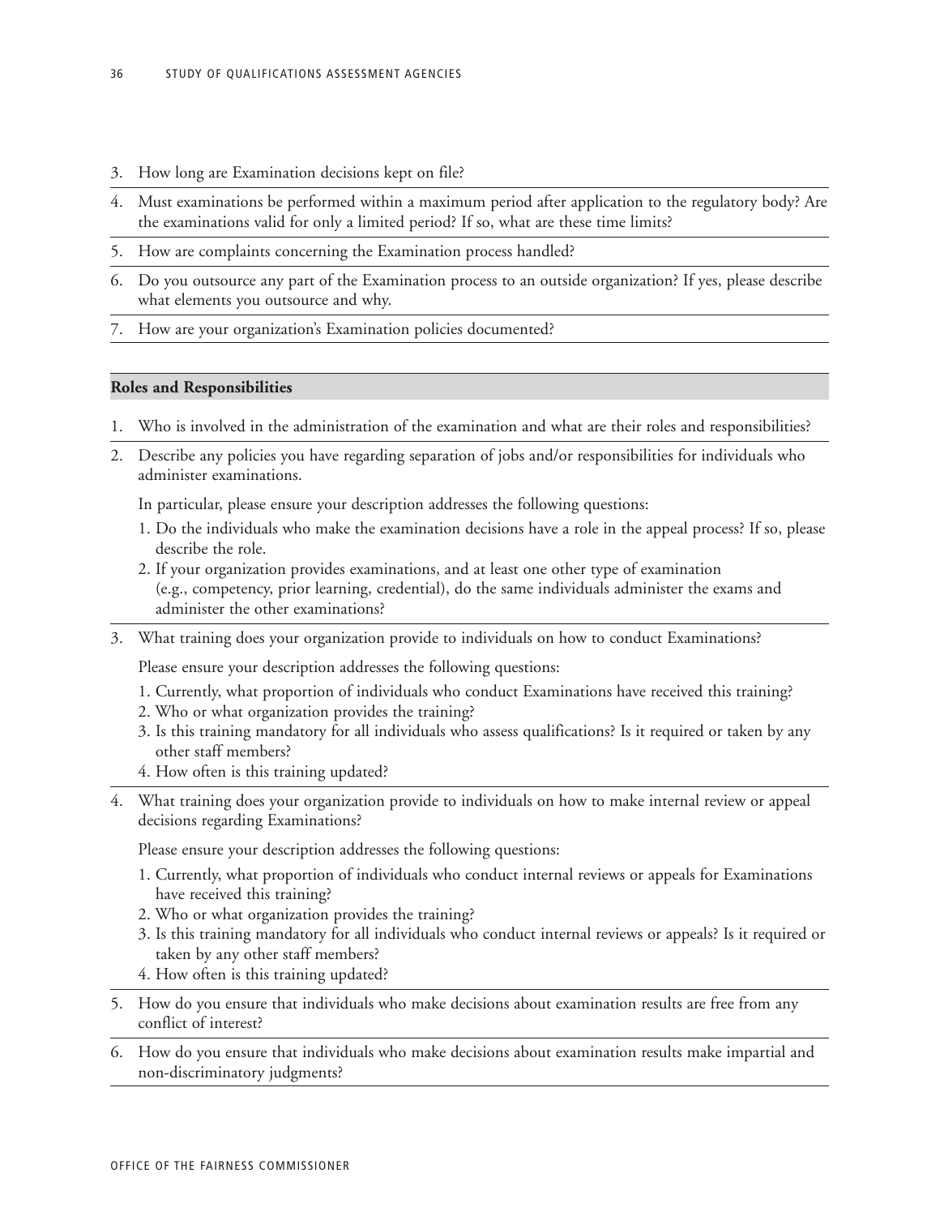3. How long are Examination decisions kept on file?
4. Must examinations be performed within a maximum period after application to the regulatory body? Are the examinations valid for only a limited period? If so, what are these time limits?
5. How are complaints concerning the Examination process handled?
6. Do you outsource any part of the Examination process to an outside organization? If yes, please describe what elements you outsource and why.
7. How are your organization's Examination policies documented?

**Roles and Responsibilities**

1. Who is involved in the administration of the examination and what are their roles and responsibilities?
2. Describe any policies you have regarding separation of jobs and/or responsibilities for individuals who administer examinations.

   In particular, please ensure your description addresses the following questions:

   1. Do the individuals who make the examination decisions have a role in the appeal process? If so, please describe the role.
   2. If your organization provides examinations, and at least one other type of examination (e.g., competency, prior learning, credential), do the same individuals administer the exams and administer the other examinations?
3. What training does your organization provide to individuals on how to conduct Examinations?

   Please ensure your description addresses the following questions:

   1. Currently, what proportion of individuals who conduct Examinations have received this training?
   2. Who or what organization provides the training?
   3. Is this training mandatory for all individuals who assess qualifications? Is it required or taken by any other staff members?
   4. How often is this training updated?
4. What training does your organization provide to individuals on how to make internal review or appeal decisions regarding Examinations?

   Please ensure your description addresses the following questions:

   1. Currently, what proportion of individuals who conduct internal reviews or appeals for Examinations have received this training?
   2. Who or what organization provides the training?
   3. Is this training mandatory for all individuals who conduct internal reviews or appeals? Is it required or taken by any other staff members?
   4. How often is this training updated?
5. How do you ensure that individuals who make decisions about examination results are free from any conflict of interest?
6. How do you ensure that individuals who make decisions about examination results make impartial and non-discriminatory judgments?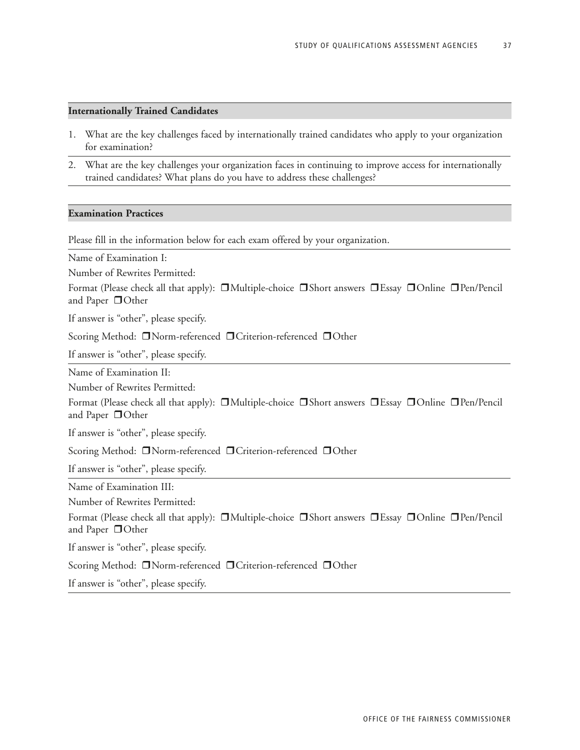## Internationally Trained Candidates

1. What are the key challenges faced by internationally trained candidates who apply to your organization for examination?
2. What are the key challenges your organization faces in continuing to improve access for internationally trained candidates? What plans do you have to address these challenges?

## Examination Practices

Please fill in the information below for each exam offered by your organization.

Name of Examination I:

Number of Rewrites Permitted:

Format (Please check all that apply): ❒ Multiple-choice ❒ Short answers ❒ Essay ❒ Online ❒ Pen/Pencil and Paper ❒ Other

If answer is "other", please specify.

Scoring Method: ❒ Norm-referenced ❒ Criterion-referenced ❒ Other

If answer is "other", please specify.

Name of Examination II:

Number of Rewrites Permitted:

Format (Please check all that apply): ❒ Multiple-choice ❒ Short answers ❒ Essay ❒ Online ❒ Pen/Pencil and Paper ❒ Other

If answer is "other", please specify.

Scoring Method: ❒ Norm-referenced ❒ Criterion-referenced ❒ Other

If answer is "other", please specify.

Name of Examination III:

Number of Rewrites Permitted:

Format (Please check all that apply): ❒ Multiple-choice ❒ Short answers ❒ Essay ❒ Online ❒ Pen/Pencil and Paper ❒ Other

If answer is "other", please specify.

Scoring Method: ❒ Norm-referenced ❒ Criterion-referenced ❒ Other

If answer is "other", please specify.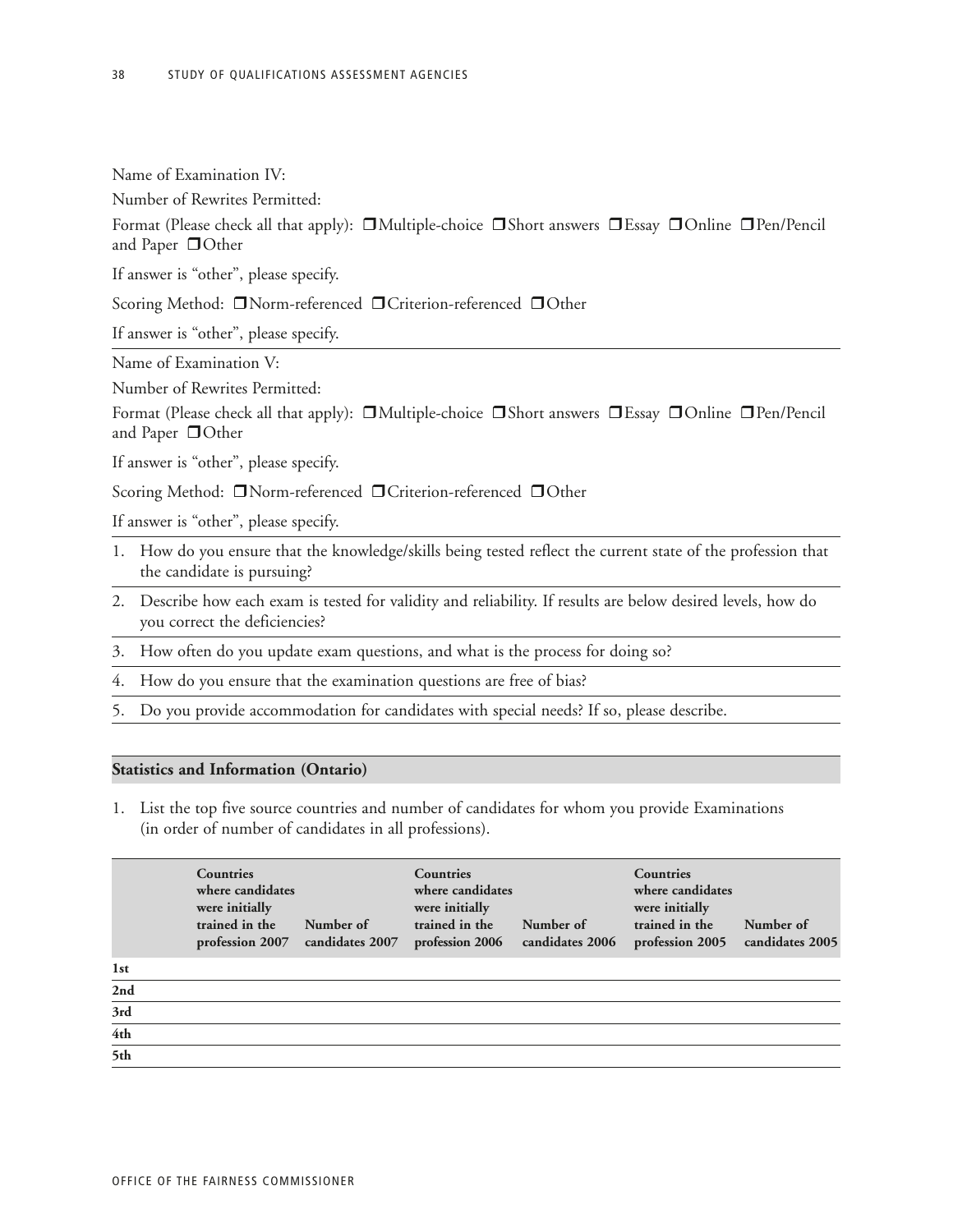Name of Examination IV:

Number of Rewrites Permitted:

Format (Please check all that apply): ❒ Multiple-choice ❒ Short answers ❒ Essay ❒ Online ❒ Pen/Pencil and Paper ❒ Other

If answer is "other", please specify.

Scoring Method: ❒ Norm-referenced ❒ Criterion-referenced ❒ Other

If answer is "other", please specify.

Name of Examination V:

Number of Rewrites Permitted:

Format (Please check all that apply): ❒ Multiple-choice ❒ Short answers ❒ Essay ❒ Online ❒ Pen/Pencil and Paper ❒ Other

If answer is "other", please specify.

Scoring Method: ❒ Norm-referenced ❒ Criterion-referenced ❒ Other

If answer is "other", please specify.

1. How do you ensure that the knowledge/skills being tested reflect the current state of the profession that the candidate is pursuing?
2. Describe how each exam is tested for validity and reliability. If results are below desired levels, how do you correct the deficiencies?
3. How often do you update exam questions, and what is the process for doing so?
4. How do you ensure that the examination questions are free of bias?
5. Do you provide accommodation for candidates with special needs? If so, please describe.

## Statistics and Information (Ontario)

1. List the top five source countries and number of candidates for whom you provide Examinations (in order of number of candidates in all professions).

| | Countries where candidates were initially trained in the profession 2007 | Number of candidates 2007 | Countries where candidates were initially trained in the profession 2006 | Number of candidates 2006 | Countries where candidates were initially trained in the profession 2005 | Number of candidates 2005 |
|---|---|---|---|---|---|---|
| **1st** | | | | | | |
| **2nd** | | | | | | |
| **3rd** | | | | | | |
| **4th** | | | | | | |
| **5th** | | | | | | |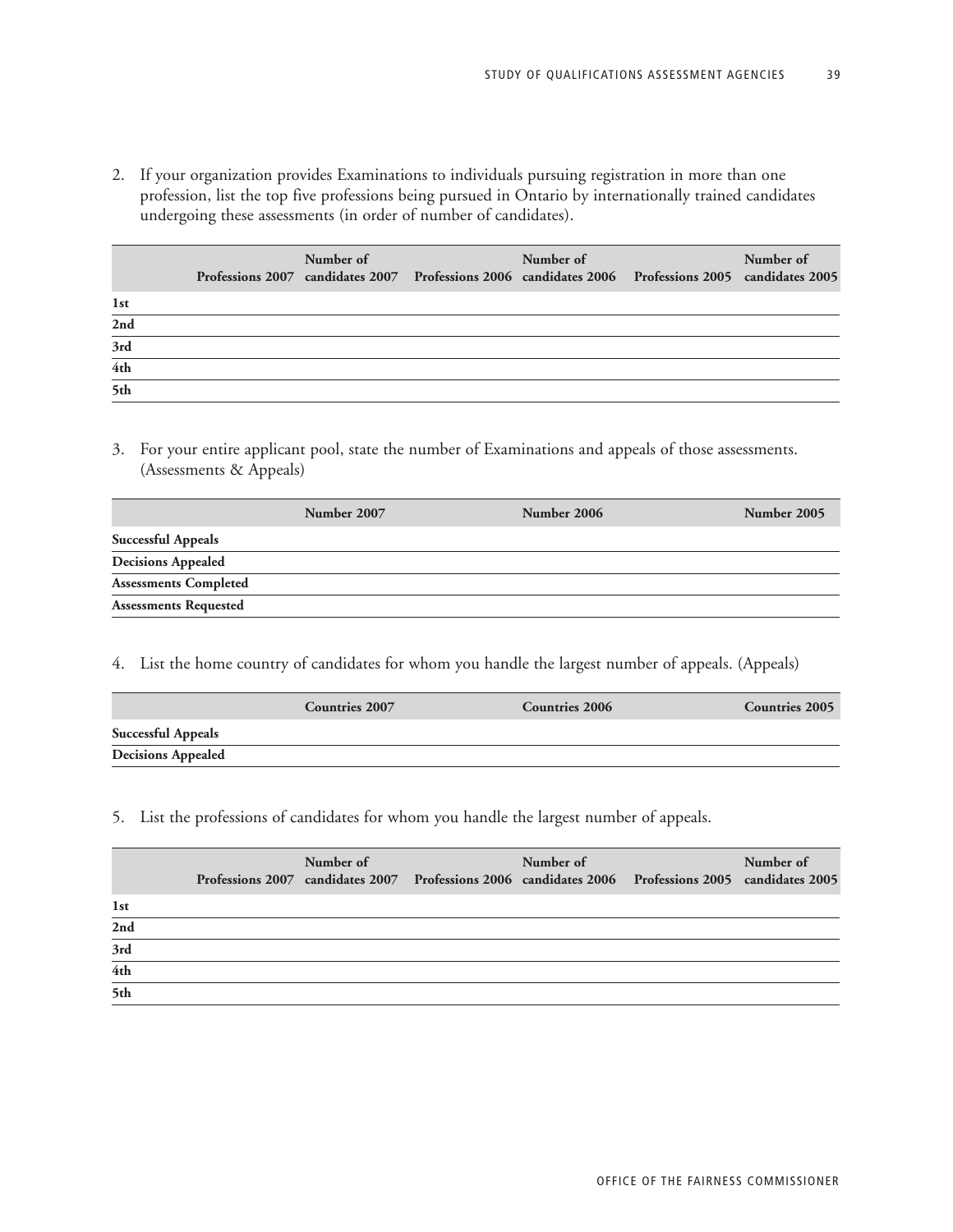2. If your organization provides Examinations to individuals pursuing registration in more than one profession, list the top five professions being pursued in Ontario by internationally trained candidates undergoing these assessments (in order of number of candidates).

| | Professions 2007 | Number of candidates 2007 | Professions 2006 | Number of candidates 2006 | Professions 2005 | Number of candidates 2005 |
|---|---|---|---|---|---|---|
| **1st** | | | | | | |
| **2nd** | | | | | | |
| **3rd** | | | | | | |
| **4th** | | | | | | |
| **5th** | | | | | | |

3. For your entire applicant pool, state the number of Examinations and appeals of those assessments. (Assessments & Appeals)

| | Number 2007 | Number 2006 | Number 2005 |
|---|---|---|---|
| **Successful Appeals** | | | |
| **Decisions Appealed** | | | |
| **Assessments Completed** | | | |
| **Assessments Requested** | | | |

4. List the home country of candidates for whom you handle the largest number of appeals. (Appeals)

| | Countries 2007 | Countries 2006 | Countries 2005 |
|---|---|---|---|
| **Successful Appeals** | | | |
| **Decisions Appealed** | | | |

5. List the professions of candidates for whom you handle the largest number of appeals.

| | Professions 2007 | Number of candidates 2007 | Professions 2006 | Number of candidates 2006 | Professions 2005 | Number of candidates 2005 |
|---|---|---|---|---|---|---|
| **1st** | | | | | | |
| **2nd** | | | | | | |
| **3rd** | | | | | | |
| **4th** | | | | | | |
| **5th** | | | | | | |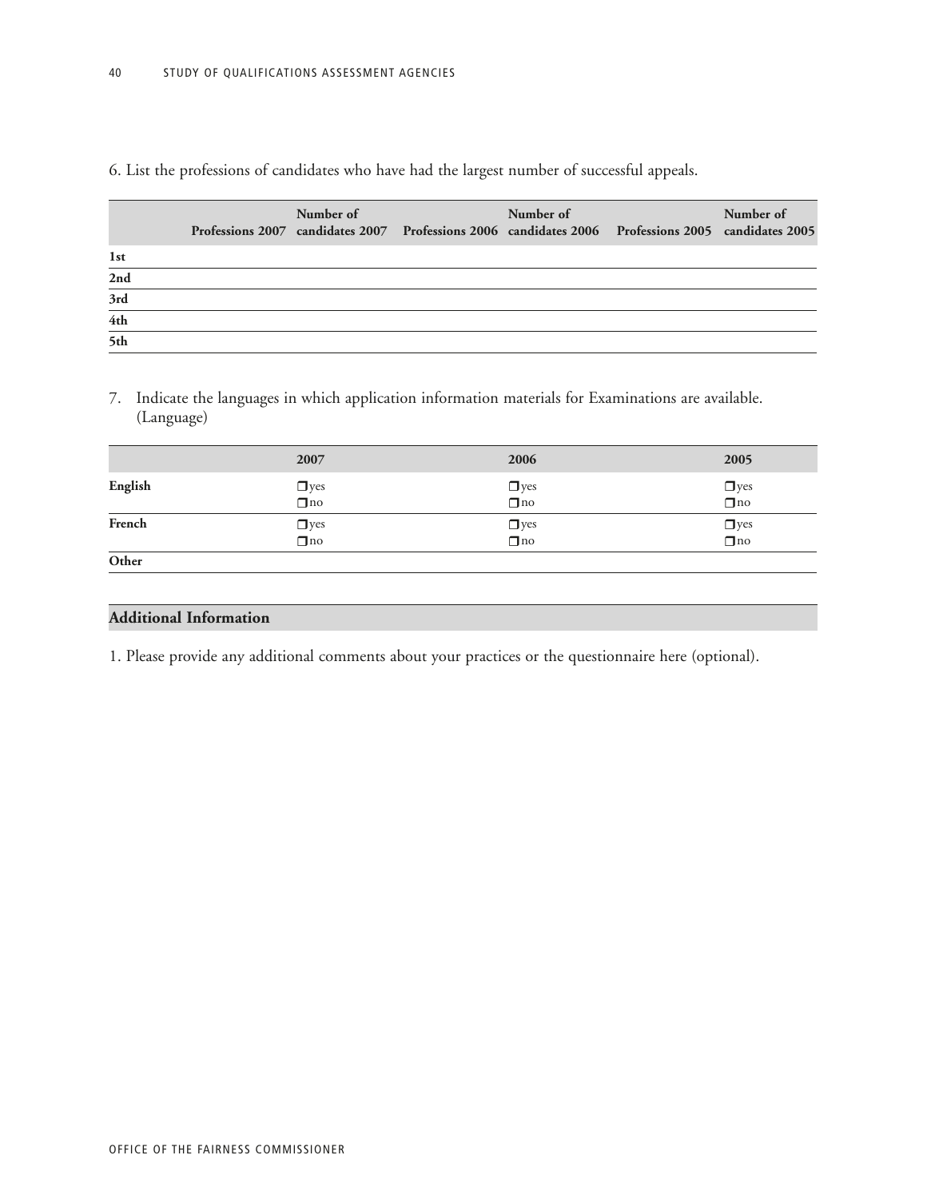6. List the professions of candidates who have had the largest number of successful appeals.

| | Professions 2007 | Number of candidates 2007 | Professions 2006 | Number of candidates 2006 | Professions 2005 | Number of candidates 2005 |
|---|---|---|---|---|---|---|
| **1st** | | | | | | |
| **2nd** | | | | | | |
| **3rd** | | | | | | |
| **4th** | | | | | | |
| **5th** | | | | | | |

7. Indicate the languages in which application information materials for Examinations are available. (Language)

| | 2007 | 2006 | 2005 |
|---|---|---|---|
| **English** | ❒ yes ❒ no | ❒ yes ❒ no | ❒ yes ❒ no |
| **French** | ❒ yes ❒ no | ❒ yes ❒ no | ❒ yes ❒ no |
| **Other** | | | |

## Additional Information

1. Please provide any additional comments about your practices or the questionnaire here (optional).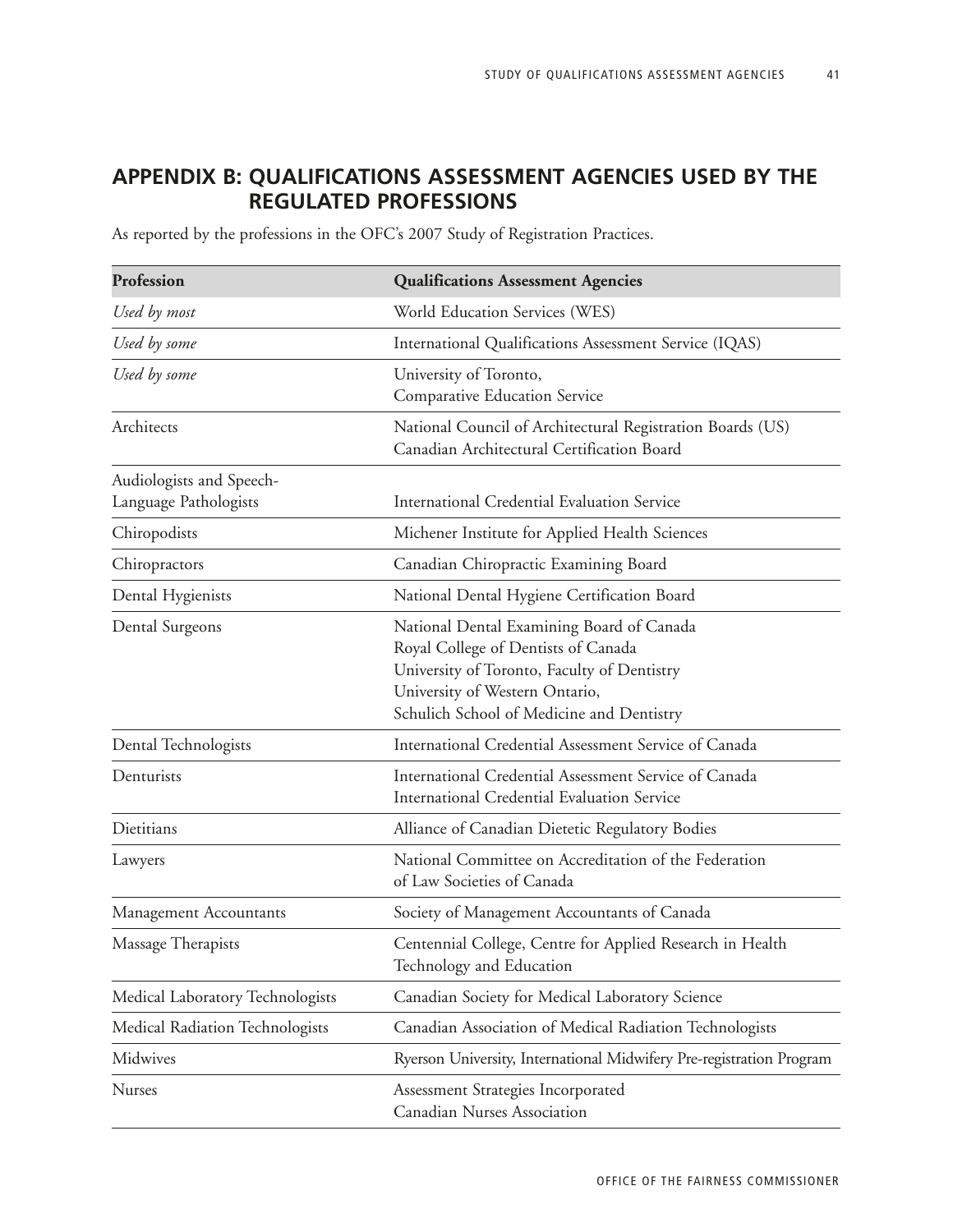## APPENDIX B: QUALIFICATIONS ASSESSMENT AGENCIES USED BY THE REGULATED PROFESSIONS

As reported by the professions in the OFC's 2007 Study of Registration Practices.

| Profession | Qualifications Assessment Agencies |
|---|---|
| *Used by most* | World Education Services (WES) |
| *Used by some* | International Qualifications Assessment Service (IQAS) |
| *Used by some* | University of Toronto, Comparative Education Service |
| Architects | National Council of Architectural Registration Boards (US)<br>Canadian Architectural Certification Board |
| Audiologists and Speech-Language Pathologists | International Credential Evaluation Service |
| Chiropodists | Michener Institute for Applied Health Sciences |
| Chiropractors | Canadian Chiropractic Examining Board |
| Dental Hygienists | National Dental Hygiene Certification Board |
| Dental Surgeons | National Dental Examining Board of Canada<br>Royal College of Dentists of Canada<br>University of Toronto, Faculty of Dentistry<br>University of Western Ontario, Schulich School of Medicine and Dentistry |
| Dental Technologists | International Credential Assessment Service of Canada |
| Denturists | International Credential Assessment Service of Canada<br>International Credential Evaluation Service |
| Dietitians | Alliance of Canadian Dietetic Regulatory Bodies |
| Lawyers | National Committee on Accreditation of the Federation of Law Societies of Canada |
| Management Accountants | Society of Management Accountants of Canada |
| Massage Therapists | Centennial College, Centre for Applied Research in Health Technology and Education |
| Medical Laboratory Technologists | Canadian Society for Medical Laboratory Science |
| Medical Radiation Technologists | Canadian Association of Medical Radiation Technologists |
| Midwives | Ryerson University, International Midwifery Pre-registration Program |
| Nurses | Assessment Strategies Incorporated<br>Canadian Nurses Association |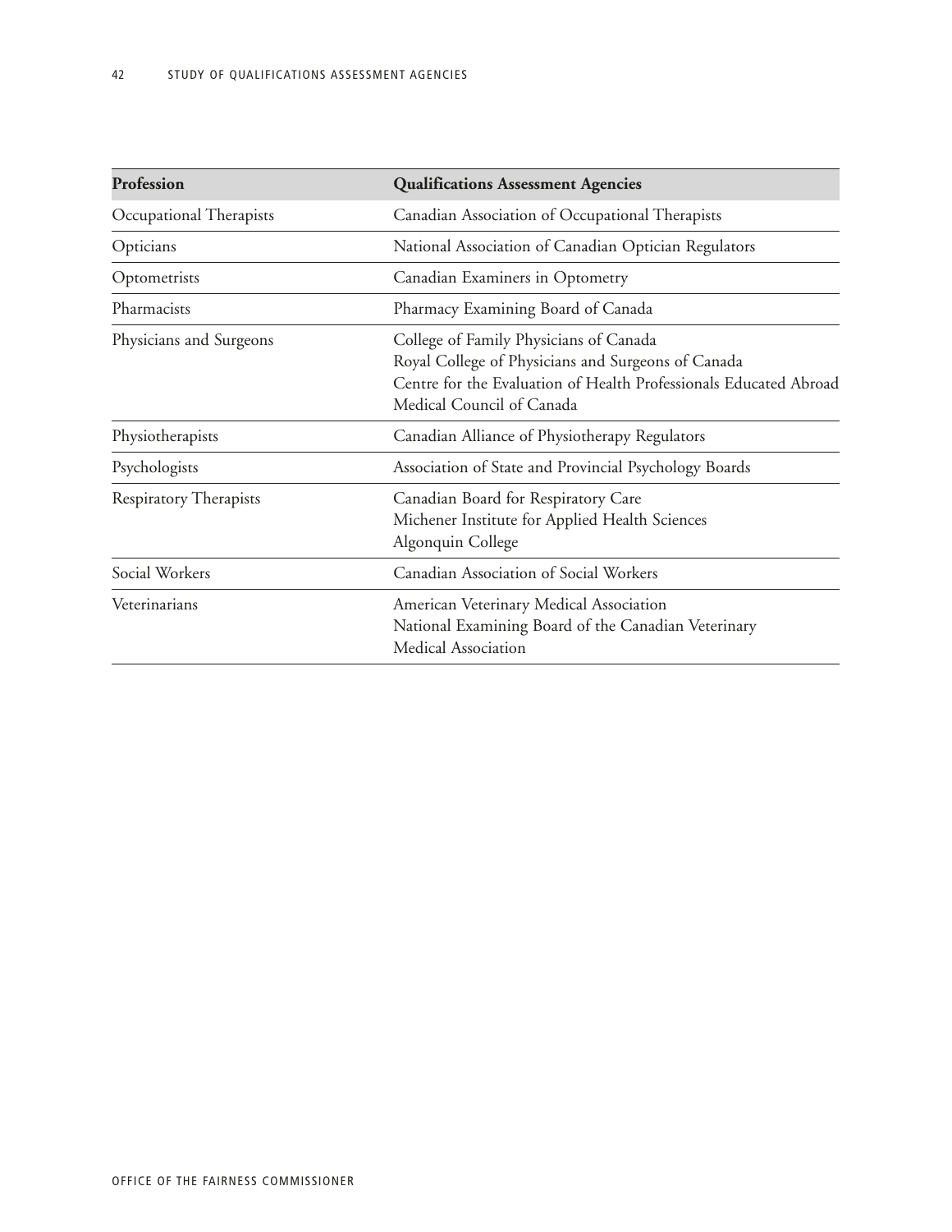| Profession | Qualifications Assessment Agencies |
|---|---|
| Occupational Therapists | Canadian Association of Occupational Therapists |
| Opticians | National Association of Canadian Optician Regulators |
| Optometrists | Canadian Examiners in Optometry |
| Pharmacists | Pharmacy Examining Board of Canada |
| Physicians and Surgeons | College of Family Physicians of Canada<br>Royal College of Physicians and Surgeons of Canada<br>Centre for the Evaluation of Health Professionals Educated Abroad<br>Medical Council of Canada |
| Physiotherapists | Canadian Alliance of Physiotherapy Regulators |
| Psychologists | Association of State and Provincial Psychology Boards |
| Respiratory Therapists | Canadian Board for Respiratory Care<br>Michener Institute for Applied Health Sciences<br>Algonquin College |
| Social Workers | Canadian Association of Social Workers |
| Veterinarians | American Veterinary Medical Association<br>National Examining Board of the Canadian Veterinary Medical Association |